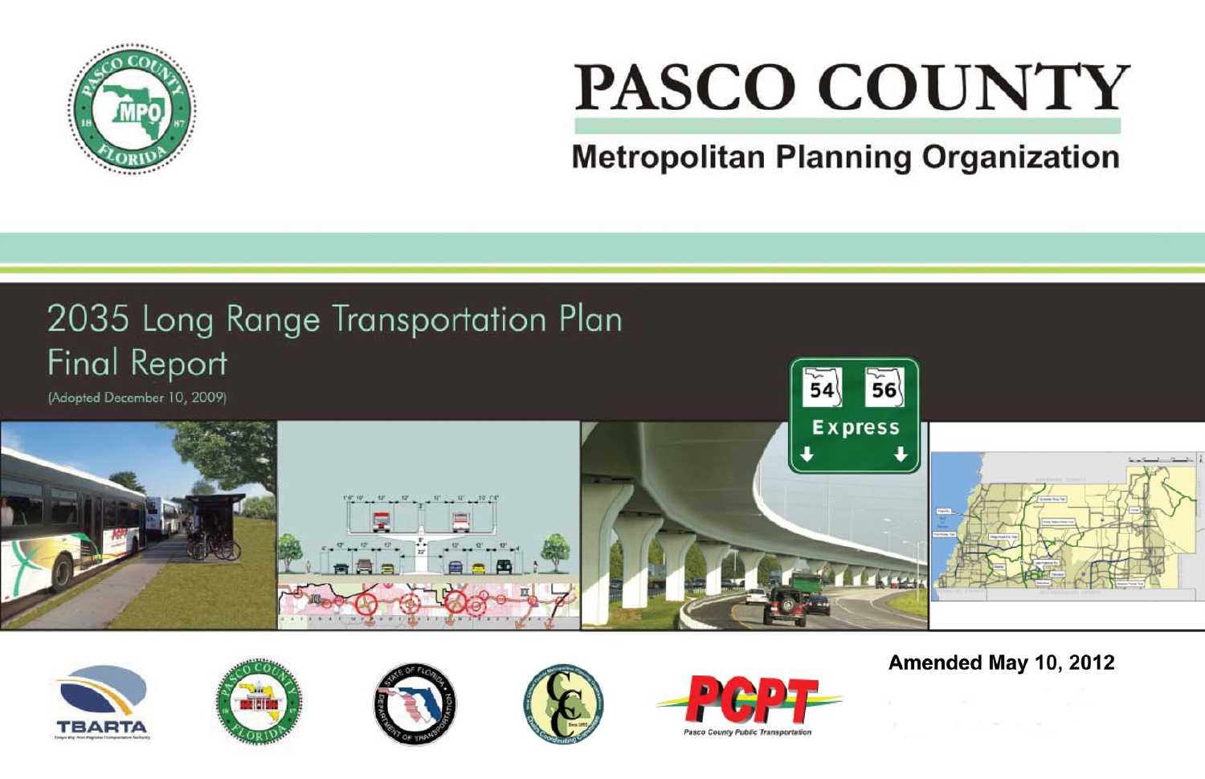# PASCO COUNTY

## Metropolitan Planning Organization

## 2035 Long Range Transportation Plan
## Final Report

(Adopted December 10, 2009)

**Amended May 10, 2012**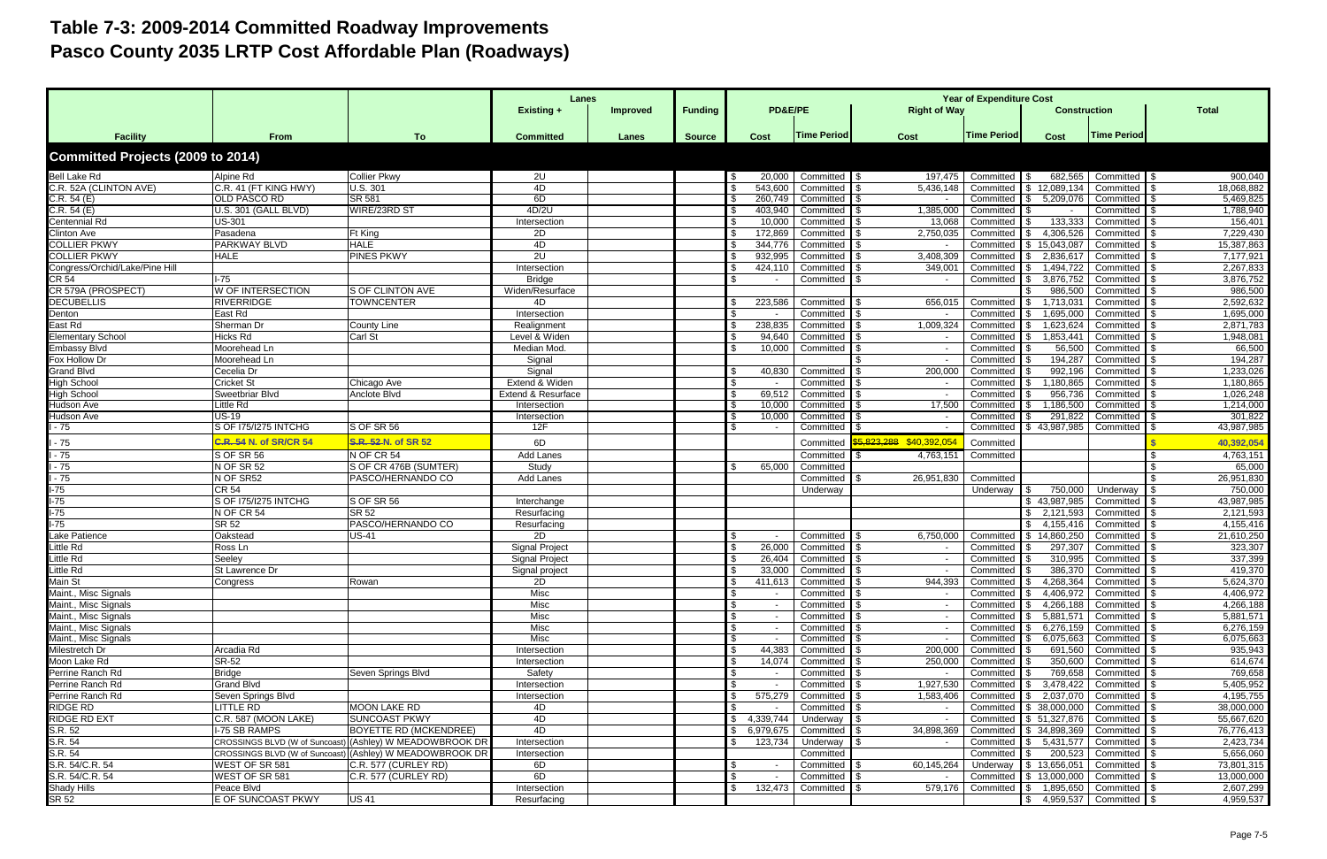# Table 7-3: 2009-2014 Committed Roadway Improvements
# Pasco County 2035 LRTP Cost Affordable Plan (Roadways)

| Facility | From | To | Lanes: Existing + Committed | Lanes: Improved Lanes | Funding Source | PD&E/PE Cost | PD&E/PE Time Period | Right of Way Cost | Right of Way Time Period | Construction Cost | Construction Time Period | Total |
|---|---|---|---|---|---|---|---|---|---|---|---|---|
| **Committed Projects (2009 to 2014)** | | | | | | | | | | | | |
| Bell Lake Rd | Alpine Rd | Collier Pkwy | 2U | | | $ 20,000 | Committed | $ 197,475 | Committed | $ 682,565 | Committed | $ 900,040 |
| C.R. 52A (CLINTON AVE) | C.R. 41 (FT KING HWY) | U.S. 301 | 4D | | | $ 543,600 | Committed | $ 5,436,148 | Committed | $ 12,089,134 | Committed | $ 18,068,882 |
| C.R. 54 (E) | OLD PASCO RD | SR 581 | 6D | | | $ 260,749 | Committed | $ - | Committed | $ 5,209,076 | Committed | $ 5,469,825 |
| C.R. 54 (E) | U.S. 301 (GALL BLVD) | WIRE/23RD ST | 4D/2U | | | $ 403,940 | Committed | $ 1,385,000 | Committed | $ - | Committed | $ 1,788,940 |
| Centennial Rd | US-301 | | Intersection | | | $ 10,000 | Committed | $ 13,068 | Committed | $ 133,333 | Committed | $ 156,401 |
| Clinton Ave | Pasadena | Ft King | 2D | | | $ 172,869 | Committed | $ 2,750,035 | Committed | $ 4,306,526 | Committed | $ 7,229,430 |
| COLLIER PKWY | PARKWAY BLVD | HALE | 4D | | | $ 344,776 | Committed | $ - | Committed | $ 15,043,087 | Committed | $ 15,387,863 |
| COLLIER PKWY | HALE | PINES PKWY | 2U | | | $ 932,995 | Committed | $ 3,408,309 | Committed | $ 2,836,617 | Committed | $ 7,177,921 |
| Congress/Orchid/Lake/Pine Hill | | | Intersection | | | $ 424,110 | Committed | $ 349,001 | Committed | $ 1,494,722 | Committed | $ 2,267,833 |
| CR 54 | I-75 | | Bridge | | | $ - | Committed | $ - | Committed | $ 3,876,752 | Committed | $ 3,876,752 |
| CR 579A (PROSPECT) | W OF INTERSECTION | S OF CLINTON AVE | Widen/Resurface | | | | | | | $ 986,500 | Committed | $ 986,500 |
| DECUBELLIS | RIVERRIDGE | TOWNCENTER | 4D | | | $ 223,586 | Committed | $ 656,015 | Committed | $ 1,713,031 | Committed | $ 2,592,632 |
| Denton | East Rd | | Intersection | | | $ - | Committed | $ - | Committed | $ 1,695,000 | Committed | $ 1,695,000 |
| East Rd | Sherman Dr | County Line | Realignment | | | $ 238,835 | Committed | $ 1,009,324 | Committed | $ 1,623,624 | Committed | $ 2,871,783 |
| Elementary School | Hicks Rd | Carl St | Level & Widen | | | $ 94,640 | Committed | $ - | Committed | $ 1,853,441 | Committed | $ 1,948,081 |
| Embassy Blvd | Moorehead Ln | | Median Mod. | | | $ 10,000 | Committed | $ - | Committed | $ 56,500 | Committed | $ 66,500 |
| Fox Hollow Dr | Moorehead Ln | | Signal | | | | | $ - | Committed | $ 194,287 | Committed | $ 194,287 |
| Grand Blvd | Cecelia Dr | | Signal | | | $ 40,830 | Committed | $ 200,000 | Committed | $ 992,196 | Committed | $ 1,233,026 |
| High School | Cricket St | Chicago Ave | Extend & Widen | | | $ - | Committed | $ - | Committed | $ 1,180,865 | Committed | $ 1,180,865 |
| High School | Sweetbriar Blvd | Anclote Blvd | Extend & Resurface | | | $ 69,512 | Committed | $ - | Committed | $ 956,736 | Committed | $ 1,026,248 |
| Hudson Ave | Little Rd | | Intersection | | | $ 10,000 | Committed | $ 17,500 | Committed | $ 1,186,500 | Committed | $ 1,214,000 |
| Hudson Ave | US-19 | | Intersection | | | $ 10,000 | Committed | $ - | Committed | $ 291,822 | Committed | $ 301,822 |
| I - 75 | S OF I75/I275 INTCHG | S OF SR 56 | 12F | | | $ - | Committed | $ - | Committed | $ 43,987,985 | Committed | $ 43,987,985 |
| I - 75 | ~~C.R. 54~~ N. of SR/CR 54 | ~~S.R. 52~~ N. of SR 52 | 6D | | | | Committed | ~~$5,823,288~~ $40,392,054 | Committed | | | $ 40,392,054 |
| I - 75 | S OF SR 56 | N OF CR 54 | Add Lanes | | | | Committed | $ 4,763,151 | Committed | | | $ 4,763,151 |
| I - 75 | N OF SR 52 | S OF CR 476B (SUMTER) | Study | | | $ 65,000 | Committed | | | | | $ 65,000 |
| I - 75 | N OF SR52 | PASCO/HERNANDO CO | Add Lanes | | | | Committed | $ 26,951,830 | Committed | | | $ 26,951,830 |
| I-75 | CR 54 | | | | | | Underway | | Underway | $ 750,000 | Underway | $ 750,000 |
| I-75 | S OF I75/I275 INTCHG | S OF SR 56 | Interchange | | | | | | | $ 43,987,985 | Committed | $ 43,987,985 |
| I-75 | N OF CR 54 | SR 52 | Resurfacing | | | | | | | $ 2,121,593 | Committed | $ 2,121,593 |
| I-75 | SR 52 | PASCO/HERNANDO CO | Resurfacing | | | | | | | $ 4,155,416 | Committed | $ 4,155,416 |
| Lake Patience | Oakstead | US-41 | 2D | | | $ - | Committed | $ 6,750,000 | Committed | $ 14,860,250 | Committed | $ 21,610,250 |
| Little Rd | Ross Ln | | Signal Project | | | $ 26,000 | Committed | $ - | Committed | $ 297,307 | Committed | $ 323,307 |
| Little Rd | Seeley | | Signal Project | | | $ 26,404 | Committed | $ - | Committed | $ 310,995 | Committed | $ 337,399 |
| Little Rd | St Lawrence Dr | | Signal project | | | $ 33,000 | Committed | $ - | Committed | $ 386,370 | Committed | $ 419,370 |
| Main St | Congress | Rowan | 2D | | | $ 411,613 | Committed | $ 944,393 | Committed | $ 4,268,364 | Committed | $ 5,624,370 |
| Maint., Misc Signals | | | Misc | | | $ - | Committed | $ - | Committed | $ 4,406,972 | Committed | $ 4,406,972 |
| Maint., Misc Signals | | | Misc | | | $ - | Committed | $ - | Committed | $ 4,266,188 | Committed | $ 4,266,188 |
| Maint., Misc Signals | | | Misc | | | $ - | Committed | $ - | Committed | $ 5,881,571 | Committed | $ 5,881,571 |
| Maint., Misc Signals | | | Misc | | | $ - | Committed | $ - | Committed | $ 6,276,159 | Committed | $ 6,276,159 |
| Maint., Misc Signals | | | Misc | | | $ - | Committed | $ - | Committed | $ 6,075,663 | Committed | $ 6,075,663 |
| Milestretch Dr | Arcadia Rd | | Intersection | | | $ 44,383 | Committed | $ 200,000 | Committed | $ 691,560 | Committed | $ 935,943 |
| Moon Lake Rd | SR-52 | | Intersection | | | $ 14,074 | Committed | $ 250,000 | Committed | $ 350,600 | Committed | $ 614,674 |
| Perrine Ranch Rd | Bridge | Seven Springs Blvd | Safety | | | $ - | Committed | $ - | Committed | $ 769,658 | Committed | $ 769,658 |
| Perrine Ranch Rd | Grand Blvd | | Intersection | | | $ - | Committed | $ 1,927,530 | Committed | $ 3,478,422 | Committed | $ 5,405,952 |
| Perrine Ranch Rd | Seven Springs Blvd | | Intersection | | | $ 575,279 | Committed | $ 1,583,406 | Committed | $ 2,037,070 | Committed | $ 4,195,755 |
| RIDGE RD | LITTLE RD | MOON LAKE RD | 4D | | | $ - | Committed | $ - | Committed | $ 38,000,000 | Committed | $ 38,000,000 |
| RIDGE RD EXT | C.R. 587 (MOON LAKE) | SUNCOAST PKWY | 4D | | | $ 4,339,744 | Underway | $ - | Committed | $ 51,327,876 | Committed | $ 55,667,620 |
| S.R. 52 | I-75 SB RAMPS | BOYETTE RD (MCKENDREE) | 4D | | | $ 6,979,675 | Committed | $ 34,898,369 | Committed | $ 34,898,369 | Committed | $ 76,776,413 |
| S.R. 54 | CROSSINGS BLVD (W of Suncoast) | (Ashley) W MEADOWBROOK DR | Intersection | | | $ 123,734 | Underway | $ - | Committed | $ 5,431,577 | Committed | $ 2,423,734 |
| S.R. 54 | CROSSINGS BLVD (W of Suncoast) | (Ashley) W MEADOWBROOK DR | Intersection | | | | Committed | | Committed | $ 200,523 | Committed | $ 5,656,060 |
| S.R. 54/C.R. 54 | WEST OF SR 581 | C.R. 577 (CURLEY RD) | 6D | | | $ - | Committed | $ 60,145,264 | Underway | $ 13,656,051 | Committed | $ 73,801,315 |
| S.R. 54/C.R. 54 | WEST OF SR 581 | C.R. 577 (CURLEY RD) | 6D | | | $ - | Committed | $ - | Committed | $ 13,000,000 | Committed | $ 13,000,000 |
| Shady Hills | Peace Blvd | | Intersection | | | $ 132,473 | Committed | $ 579,176 | Committed | $ 1,895,650 | Committed | $ 2,607,299 |
| SR 52 | E OF SUNCOAST PKWY | US 41 | Resurfacing | | | | | | | $ 4,959,537 | Committed | $ 4,959,537 |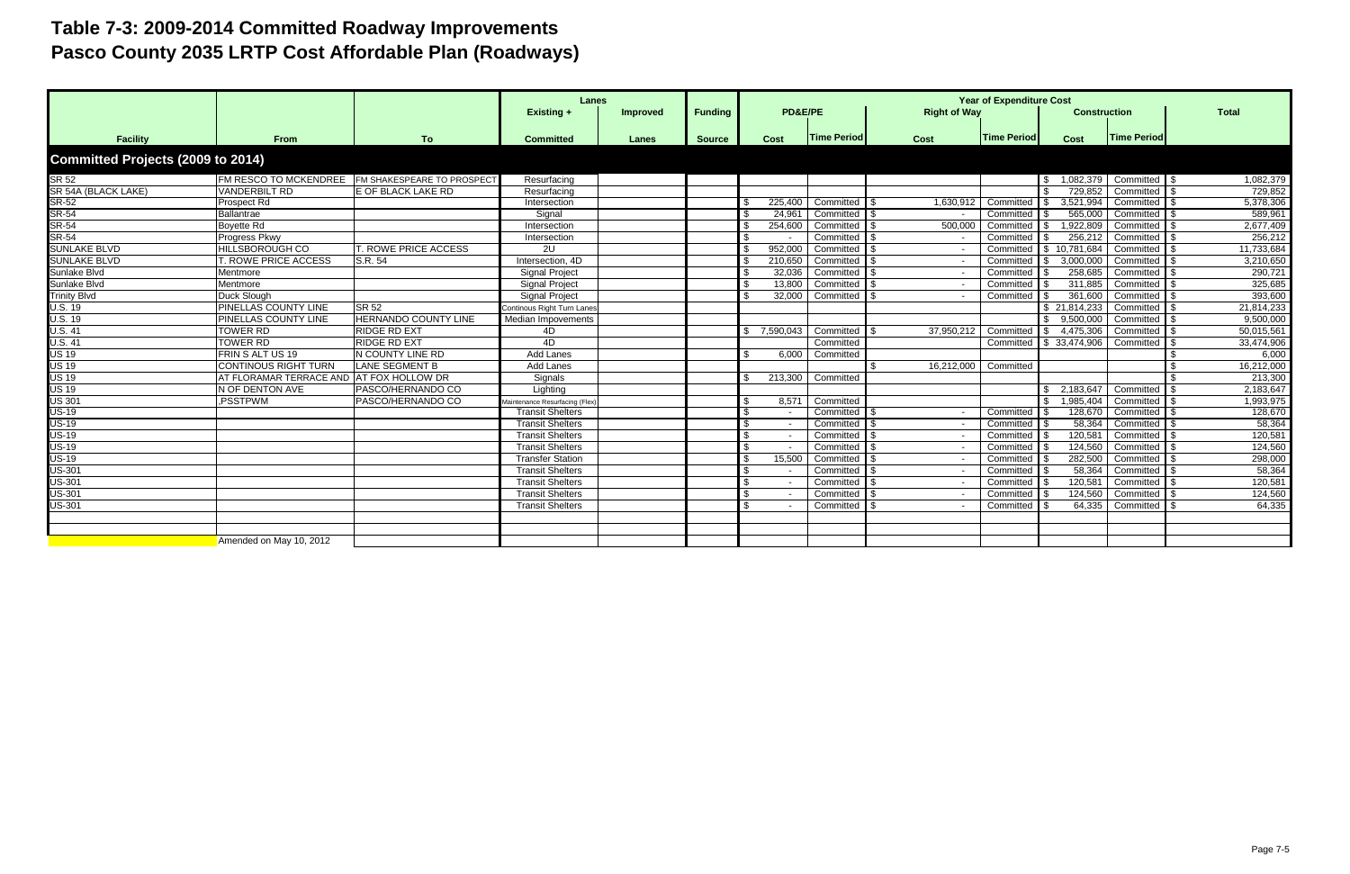# Table 7-3: 2009-2014 Committed Roadway Improvements
# Pasco County 2035 LRTP Cost Affordable Plan (Roadways)

| | | | Lanes | | | Year of Expenditure Cost | | | | | | |
|---|---|---|---|---|---|---|---|---|---|---|---|---|
| | | | Existing + | Improved | Funding | PD&E/PE | | Right of Way | | Construction | | Total |
| Facility | From | To | Committed | Lanes | Source | Cost | Time Period | Cost | Time Period | Cost | Time Period | |
| **Committed Projects (2009 to 2014)** | | | | | | | | | | | | |
| SR 52 | FM RESCO TO MCKENDREE | FM SHAKESPEARE TO PROSPECT | Resurfacing | | | | | | | $ 1,082,379 | Committed | $ 1,082,379 |
| SR 54A (BLACK LAKE) | VANDERBILT RD | E OF BLACK LAKE RD | Resurfacing | | | | | | | $ 729,852 | Committed | $ 729,852 |
| SR-52 | Prospect Rd | | Intersection | | | $ 225,400 | Committed | $ 1,630,912 | Committed | $ 3,521,994 | Committed | $ 5,378,306 |
| SR-54 | Ballantrae | | Signal | | | $ 24,961 | Committed | $ - | Committed | $ 565,000 | Committed | $ 589,961 |
| SR-54 | Boyette Rd | | Intersection | | | $ 254,600 | Committed | $ 500,000 | Committed | $ 1,922,809 | Committed | $ 2,677,409 |
| SR-54 | Progress Pkwy | | Intersection | | | $ - | Committed | $ - | Committed | $ 256,212 | Committed | $ 256,212 |
| SUNLAKE BLVD | HILLSBOROUGH CO | T. ROWE PRICE ACCESS | 2U | | | $ 952,000 | Committed | $ - | Committed | $ 10,781,684 | Committed | $ 11,733,684 |
| SUNLAKE BLVD | T. ROWE PRICE ACCESS | S.R. 54 | Intersection, 4D | | | $ 210,650 | Committed | $ - | Committed | $ 3,000,000 | Committed | $ 3,210,650 |
| Sunlake Blvd | Mentmore | | Signal Project | | | $ 32,036 | Committed | $ - | Committed | $ 258,685 | Committed | $ 290,721 |
| Sunlake Blvd | Mentmore | | Signal Project | | | $ 13,800 | Committed | $ - | Committed | $ 311,885 | Committed | $ 325,685 |
| Trinity Blvd | Duck Slough | | Signal Project | | | $ 32,000 | Committed | $ - | Committed | $ 361,600 | Committed | $ 393,600 |
| U.S. 19 | PINELLAS COUNTY LINE | SR 52 | Continous Right Turn Lanes | | | | | | | $ 21,814,233 | Committed | $ 21,814,233 |
| U.S. 19 | PINELLAS COUNTY LINE | HERNANDO COUNTY LINE | Median Impovements | | | | | | | $ 9,500,000 | Committed | $ 9,500,000 |
| U.S. 41 | TOWER RD | RIDGE RD EXT | 4D | | | $ 7,590,043 | Committed | $ 37,950,212 | Committed | $ 4,475,306 | Committed | $ 50,015,561 |
| U.S. 41 | TOWER RD | RIDGE RD EXT | 4D | | | | Committed | | Committed | $ 33,474,906 | Committed | $ 33,474,906 |
| US 19 | FRIN S ALT US 19 | N COUNTY LINE RD | Add Lanes | | | $ 6,000 | Committed | | | | | $ 6,000 |
| US 19 | CONTINOUS RIGHT TURN | LANE SEGMENT B | Add Lanes | | | | | $ 16,212,000 | Committed | | | $ 16,212,000 |
| US 19 | AT FLORAMAR TERRACE AND | AT FOX HOLLOW DR | Signals | | | $ 213,300 | Committed | | | | | $ 213,300 |
| US 19 | N OF DENTON AVE | PASCO/HERNANDO CO | Lighting | | | | | | | $ 2,183,647 | Committed | $ 2,183,647 |
| US 301 | ,PSSTPWM | PASCO/HERNANDO CO | Maintenance Resurfacing (Flex) | | | $ 8,571 | Committed | | | $ 1,985,404 | Committed | $ 1,993,975 |
| US-19 | | | Transit Shelters | | | $ - | Committed | $ - | Committed | $ 128,670 | Committed | $ 128,670 |
| US-19 | | | Transit Shelters | | | $ - | Committed | $ - | Committed | $ 58,364 | Committed | $ 58,364 |
| US-19 | | | Transit Shelters | | | $ - | Committed | $ - | Committed | $ 120,581 | Committed | $ 120,581 |
| US-19 | | | Transit Shelters | | | $ - | Committed | $ - | Committed | $ 124,560 | Committed | $ 124,560 |
| US-19 | | | Transfer Station | | | $ 15,500 | Committed | $ - | Committed | $ 282,500 | Committed | $ 298,000 |
| US-301 | | | Transit Shelters | | | $ - | Committed | $ - | Committed | $ 58,364 | Committed | $ 58,364 |
| US-301 | | | Transit Shelters | | | $ - | Committed | $ - | Committed | $ 120,581 | Committed | $ 120,581 |
| US-301 | | | Transit Shelters | | | $ - | Committed | $ - | Committed | $ 124,560 | Committed | $ 124,560 |
| US-301 | | | Transit Shelters | | | $ - | Committed | $ - | Committed | $ 64,335 | Committed | $ 64,335 |
| | | | | | | | | | | | | |
| | | | | | | | | | | | | |
| | Amended on May 10, 2012 | | | | | | | | | | | |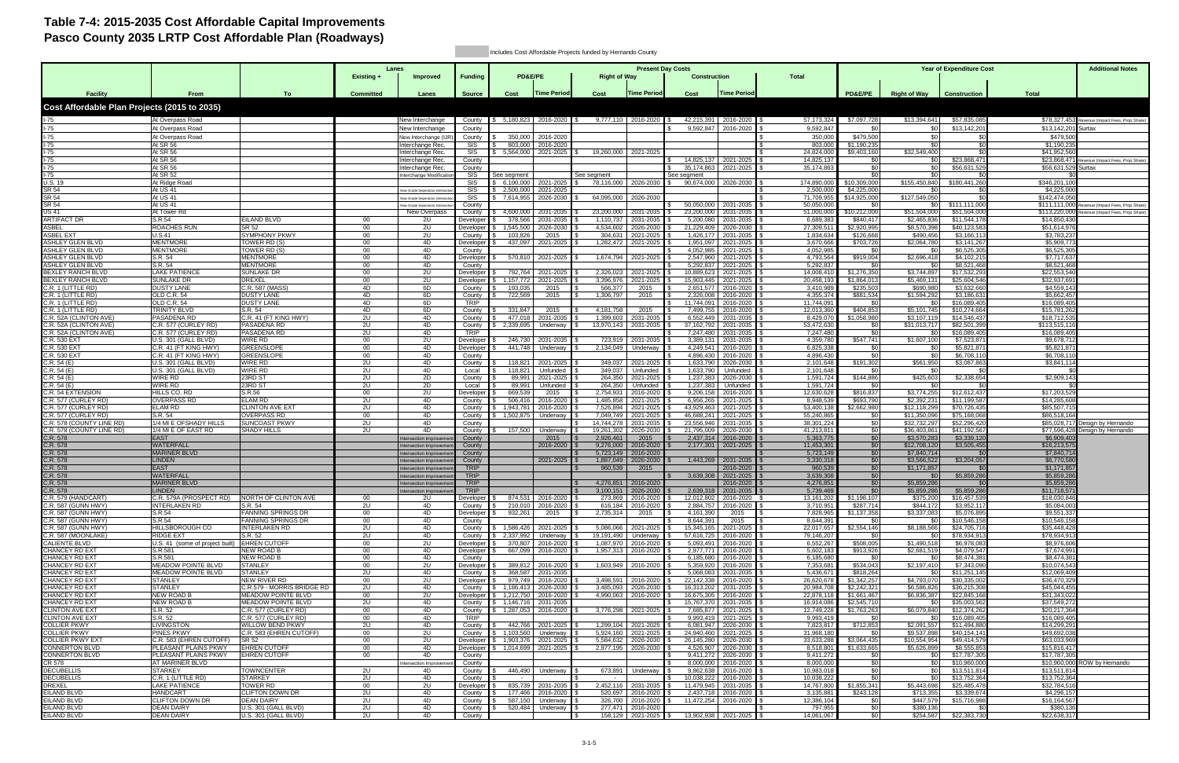# Table 7-4: 2015-2035 Cost Affordable Capital Improvements
## Pasco County 2035 LRTP Cost Affordable Plan (Roadways)

Includes Cost Affordable Projects funded by Hernando County

| Facility | From | To | Lanes: Existing + Committed | Lanes: Improved Lanes | Funding Source | PD&E/PE: Cost | PD&E/PE: Time Period | Right of Way: Cost | Right of Way: Time Period | Construction: Cost | Construction: Time Period | Total | YOE: PD&E/PE | YOE: Right of Way | YOE: Construction | YOE: Total | Additional Notes |
|---|---|---|---|---|---|---|---|---|---|---|---|---|---|---|---|---|---|
| **Cost Affordable Plan Projects (2015 to 2035)** | | | | | | | | | | | | | | | | | |
| I-75 | At Overpass Road | | | New Interchange | County | $ 5,180,823 | 2016-2020 | $ 9,777,110 | 2016-2020 | $ 42,215,391 | 2016-2020 | $ 57,173,324 | $7,097,728 | $13,394,641 | $57,835,085 | $78,327,453 | Revenue (Impact Fees, Prop Share) |
| I-75 | At Overpass Road | | | New Interchange | County | | | | | $ 9,592,847 | 2016-2020 | $ 9,592,847 | $0 | $0 | $13,142,201 | $13,142,201 | Surtax |
| I-75 | At Overpass Road | | | New Interchange (IJR) | County | $ 350,000 | 2016-2020 | | | | | $ 350,000 | $479,500 | $0 | $0 | $479,500 | |
| I-75 | At SR 56 | | | Interchange Rec. | SIS | $ 803,000 | 2016-2020 | | | | | $ 803,000 | $1,190,235 | $0 | $0 | $1,190,235 | |
| I-75 | At SR 56 | | | Interchange Rec. | SIS | $ 5,564,000 | 2021-2025 | $ 19,260,000 | 2021-2025 | | | $ 24,824,000 | $9,403,160 | $32,549,400 | $0 | $41,952,560 | |
| I-75 | At SR 56 | | | Interchange Rec. | County | | | | | $ 14,825,137 | 2021-2025 | $ 14,825,137 | $0 | $0 | $23,868,471 | $23,868,471 | Revenue (Impact Fees, Prop Share) |
| I-75 | At SR 56 | | | Interchange Rec. | County | | | | | $ 35,174,863 | 2021-2025 | $ 35,174,863 | $0 | $0 | $56,631,529 | $56,631,529 | Surtax |
| I-75 | At SR 52 | | | Interchange Modification | SIS | See segment | | See segment | | See segment | | | $0 | $0 | $0 | $0 | |
| U.S. 19 | At Ridge Road | | | | SIS | $ 6,100,000 | 2021-2025 | $ 78,116,000 | 2026-2030 | $ 90,674,000 | 2026-2030 | $ 174,890,000 | $10,309,000 | $155,450,840 | $180,441,260 | $346,201,100 | |
| SR 54 | At US 41 | | | New Grade Separation Intersection | SIS | $ 2,500,000 | 2021-2025 | | | | | $ 2,500,000 | $4,225,000 | $0 | $0 | $4,225,000 | |
| SR 54 | At US 41 | | | New Grade Separation Intersection | SIS | $ 7,614,955 | 2026-2030 | $ 64,095,000 | 2026-2030 | | | $ 71,709,955 | $14,925,000 | $127,549,050 | $0 | $142,474,050 | |
| SR 54 | At US 41 | | | New Grade Separation Intersection | County | | | | | $ 50,050,000 | 2031-2035 | $ 50,050,000 | $0 | $0 | $111,111,000 | $111,111,000 | Revenue (Impact Fees, Prop Share) |
| US 41 | At Tower Rd | | | New Overpass | County | $ 4,600,000 | 2031-2035 | $ 23,200,000 | 2031-2035 | $ 23,200,000 | 2031-2035 | $ 51,000,000 | $10,212,000 | $51,504,000 | $51,504,000 | $113,220,000 | Revenue (Impact Fees, Prop Share) |
| ARTIFACT DR | S.R.54 | EILAND BLVD | 00 | 2U | Developer | $ 378,566 | 2031-2035 | $ 1,110,737 | 2031-2035 | $ 5,200,080 | 2031-2035 | $ 6,689,383 | $840,417 | $2,465,836 | $11,544,178 | $14,850,430 | |
| ASBEL | ROACHES RUN | SR 52 | 00 | 2U | Developer | $ 1,545,500 | 2026-2030 | $ 4,534,602 | 2026-2030 | $ 21,229,409 | 2026-2030 | $ 27,309,511 | $2,920,995 | $8,570,398 | $40,123,583 | $51,614,976 | |
| ASBEL EXT | U.S.41 | SYMPHONY PKWY | 00 | 2U | County | $ 103,826 | 2015 | $ 304,631 | 2021-2025 | $ 1,426,177 | 2031-2035 | $ 1,834,634 | $126,668 | $490,456 | $3,166,113 | $3,783,237 | |
| ASHLEY GLEN BLVD | MENTMORE | TOWER RD (S) | 00 | 4D | Developer | $ 437,097 | 2021-2025 | $ 1,282,472 | 2021-2025 | $ 1,951,097 | 2021-2025 | $ 3,670,666 | $703,726 | $2,064,780 | $3,141,267 | $5,909,773 | |
| ASHLEY GLEN BLVD | MENTMORE | TOWER RD (S) | 00 | 4D | County | | | | | $ 4,052,985 | 2021-2025 | $ 4,052,985 | $0 | $0 | $6,525,305 | $6,525,305 | |
| ASHLEY GLEN BLVD | S.R. 54 | MENTMORE | 00 | 4D | Developer | $ 570,810 | 2021-2025 | $ 1,674,794 | 2021-2025 | $ 2,547,960 | 2021-2025 | $ 4,793,564 | $919,004 | $2,696,418 | $4,102,215 | $7,717,637 | |
| ASHLEY GLEN BLVD | S.R. 54 | MENTMORE | 00 | 4D | County | | | | | $ 5,292,837 | 2021-2025 | $ 5,292,837 | $0 | $0 | $8,521,468 | $8,521,468 | |
| BEXLEY RANCH BLVD | LAKE PATIENCE | SUNLAKE DR | 00 | 2U | Developer | $ 792,764 | 2021-2025 | $ 2,326,023 | 2021-2025 | $ 10,889,623 | 2021-2025 | $ 14,008,410 | $1,276,350 | $3,744,897 | $17,532,293 | $22,553,540 | |
| BEXLEY RANCH BLVD | SUNLAKE DR | DREXEL | 00 | 2U | Developer | $ 1,157,772 | 2021-2025 | $ 3,396,976 | 2021-2025 | $ 15,903,445 | 2021-2025 | $ 20,458,193 | $1,864,013 | $5,469,131 | $25,604,546 | $32,937,691 | |
| C.R. 1 (LITTLE RD) | DUSTY LANE | C.R. 587 (MASS) | 4D | 6D | County | $ 193,035 | 2015 | $ 566,377 | 2015 | $ 2,651,577 | 2016-2020 | $ 3,410,989 | $235,503 | $690,980 | $3,632,660 | $4,559,143 | |
| C.R. 1 (LITTLE RD) | OLD C.R. 54 | DUSTY LANE | 4D | 6D | County | $ 722,569 | 2015 | $ 1,306,797 | 2015 | $ 2,326,008 | 2016-2020 | $ 4,355,374 | $881,534 | $1,594,292 | $3,186,631 | $5,662,457 | |
| C.R. 1 (LITTLE RD) | OLD C.R. 54 | DUSTY LANE | 4D | 6D | TRIP | | | | | $ 11,744,091 | 2016-2020 | $ 11,744,091 | $0 | $0 | $16,089,405 | $16,089,405 | |
| C.R. 1 (LITTLE RD) | TRINITY BLVD | S.R. 54 | 4D | 6D | County | $ 331,847 | 2015 | $ 4,181,758 | 2015 | $ 7,499,755 | 2016-2020 | $ 12,013,360 | $404,853 | $5,101,745 | $10,274,664 | $15,781,262 | |
| C.R. 52A (CLINTON AVE) | PASADENA RD | C.R. 41 (FT KING HWY) | 2U | 4D | County | $ 477,018 | 2031-2035 | $ 1,399,603 | 2031-2035 | $ 6,552,449 | 2031-2035 | $ 8,429,070 | $1,058,980 | $3,107,119 | $14,546,437 | $18,712,535 | |
| C.R. 52A (CLINTON AVE) | C.R. 577 (CURLEY RD) | PASADENA RD | 2U | 4D | County | $ 2,339,695 | Underway | $ 13,970,143 | 2031-2035 | $ 37,162,792 | 2031-2035 | $ 53,472,630 | $0 | $31,013,717 | $82,501,399 | $113,515,116 | |
| C.R. 52A (CLINTON AVE) | C.R. 577 (CURLEY RD) | PASADENA RD | 2U | 4D | TRIP | | | | | $ 7,247,480 | 2031-2035 | $ 7,247,480 | $0 | $0 | $16,089,405 | $16,089,405 | |
| C.R. 530 EXT | U.S. 301 (GALL BLVD) | WIRE RD | 00 | 2U | Developer | $ 246,730 | 2031-2035 | $ 723,919 | 2031-2035 | $ 3,389,131 | 2031-2035 | $ 4,359,780 | $547,741 | $1,607,100 | $7,523,871 | $9,678,712 | |
| C.R. 530 EXT | C.R. 41 (FT KING HWY) | GREENSLOPE | 00 | 2U | Developer | $ 441,748 | Underway | $ 2,134,049 | Underway | $ 4,249,541 | 2016-2020 | $ 6,825,338 | $0 | $0 | $5,821,871 | $5,821,871 | |
| C.R. 530 EXT | C.R. 41 (FT KING HWY) | GREENSLOPE | 00 | 4D | County | | | | | $ 4,896,430 | 2016-2020 | $ 4,896,430 | $0 | $0 | $6,708,110 | $6,708,110 | |
| C.R. 54 (E) | U.S. 301 (GALL BLVD) | WIRE RD | 2U | 4D | County | $ 118,821 | 2021-2025 | $ 349,037 | 2021-2025 | $ 1,633,790 | 2026-2030 | $ 2,101,648 | $191,302 | $561,950 | $3,087,863 | $3,841,114 | |
| C.R. 54 (E) | U.S. 301 (GALL BLVD) | WIRE RD | 2U | 4D | Local | $ 118,821 | Unfunded | $ 349,037 | Unfunded | $ 1,633,790 | Unfunded | $ 2,101,648 | $0 | $0 | $0 | $0 | |
| C.R. 54 (E) | WIRE RD | 23RD ST | 2U | 2D | County | $ 89,991 | 2021-2025 | $ 264,350 | 2021-2025 | $ 1,237,383 | 2026-2030 | $ 1,591,724 | $144,886 | $425,603 | $2,338,654 | $2,909,143 | |
| C.R. 54 (E) | WIRE RD | 23RD ST | 2U | 2D | Local | $ 89,991 | Unfunded | $ 264,350 | Unfunded | $ 1,237,383 | Unfunded | $ 1,591,724 | $0 | $0 | $0 | $0 | |
| C.R. 54 EXTENSION | HILLS CO. RD | S.R.56 | 00 | 2U | Developer | $ 669,539 | 2015 | $ 2,754,931 | 2016-2020 | $ 9,206,158 | 2016-2020 | $ 12,630,628 | $816,837 | $3,774,255 | $12,612,437 | $17,203,529 | |
| C.R. 577 (CURLEY RD) | OVERPASS RD | ELAM RD | 2U | 4D | County | $ 506,416 | 2016-2020 | $ 1,485,858 | 2021-2025 | $ 6,956,265 | 2021-2025 | $ 8,948,539 | $693,790 | $2,392,231 | $11,199,587 | $14,285,608 | |
| C.R. 577 (CURLEY RD) | ELAM RD | CLINTON AVE EXT | 2U | 4D | County | $ 1,943,781 | 2016-2020 | $ 7,526,894 | 2021-2025 | $ 43,929,463 | 2021-2025 | $ 53,400,138 | $2,662,980 | $12,118,299 | $70,726,435 | $85,507,715 | |
| C.R. 577 (CURLEY RD) | S.R. 54 | OVERPASS RD | 00 | 4D | County | $ 1,502,875 | Underway | $ 7,049,749 | 2021-2025 | $ 46,688,241 | 2021-2025 | $ 55,240,865 | $0 | $11,350,096 | $75,168,068 | $86,518,164 | |
| C.R. 578 (COUNTY LINE RD) | 1/4 MI E OFSHADY HILLS | SUNCOAST PKWY | 2U | 4D | County | | | $ 14,744,278 | 2031-2035 | $ 23,556,946 | 2031-2035 | $ 38,301,224 | $0 | $32,732,297 | $52,296,420 | $85,028,717 | Design by Hernando |
| C.R. 578 (COUNTY LINE RD) | 1/4 MI E OF EAST RD | SHADY HILLS | 2U | 4D | County | $ 157,500 | Underway | $ 19,261,302 | 2026-2030 | $ 21,795,009 | 2026-2030 | $ 41,213,811 | $0 | $36,403,861 | $41,192,567 | $77,596,428 | Design by Hernando |
| C.R. 578 | EAST | | | Intersection Improvement | County | | | $ 2,926,461 | 2015 | $ 2,437,314 | 2016-2020 | $ 5,363,775 | $0 | $3,570,283 | $3,339,120 | $6,909,403 | |
| C.R. 578 | WATERFALL | | | Intersection Improvement | County | | 2016-2020 | $ 9,276,000 | 2016-2020 | $ 2,177,301 | 2021-2025 | $ 11,453,301 | $0 | $12,708,120 | $3,505,455 | $16,213,575 | |
| C.R. 578 | MARINER BLVD | | | Intersection Improvement | County | | | $ 5,723,149 | 2016-2020 | | | $ 5,723,149 | $0 | $7,840,714 | $0 | $7,840,714 | |
| C.R. 578 | LINDEN | | | Intersection Improvement | County | | 2021-2025 | $ 1,887,049 | 2026-2030 | $ 1,443,269 | 2031-2035 | $ 3,330,318 | $0 | $3,566,522 | $3,204,057 | $6,770,580 | |
| C.R. 578 | EAST | | | Intersection Improvement | TRIP | | | $ 960,539 | 2015 | | 2016-2020 | $ 960,539 | $0 | $1,171,857 | $0 | $1,171,857 | |
| C.R. 578 | WATERFALL | | | Intersection Improvement | TRIP | | | | | $ 3,639,308 | 2021-2025 | $ 3,639,308 | $0 | $0 | $5,859,286 | $5,859,286 | |
| C.R. 578 | MARINER BLVD | | | Intersection Improvement | TRIP | | | $ 4,276,851 | 2016-2020 | | 2016-2020 | $ 4,276,851 | $0 | $5,859,286 | $0 | $5,859,286 | |
| C.R. 578 | LINDEN | | | Intersection Improvement | TRIP | | | $ 3,100,151 | 2026-2030 | $ 2,639,318 | 2031-2035 | $ 5,739,469 | $0 | $5,859,286 | $5,859,286 | $11,718,571 | |
| C.R. 579 (HANDCART) | C.R. 579A (PROSPECT RD) | NORTH OF CLINTON AVE | 00 | 2U | Developer | $ 874,531 | 2016-2020 | $ 273,869 | 2016-2020 | $ 12,012,802 | 2016-2020 | $ 13,161,202 | $1,198,107 | $375,200 | $16,457,539 | $18,030,846 | |
| C.R. 587 (GUNN HWY) | INTERLAKEN RD | S.R. 54 | 2U | 4D | County | $ 210,010 | 2016-2020 | $ 616,184 | 2016-2020 | $ 2,884,757 | 2016-2020 | $ 3,710,951 | $287,714 | $844,172 | $3,952,117 | $5,084,003 | |
| C.R. 587 (GUNN HWY) | S.R.54 | FANNING SPRINGS DR | 00 | 4D | Developer | $ 932,261 | 2015 | $ 2,735,314 | 2015 | $ 4,161,390 | 2015 | $ 7,828,965 | $1,137,358 | $3,337,083 | $5,076,895 | $9,551,337 | |
| C.R. 587 (GUNN HWY) | S.R.54 | FANNING SPRINGS DR | 00 | 4D | County | | | | | $ 8,644,391 | 2015 | $ 8,644,391 | $0 | $0 | $10,546,158 | $10,546,158 | |
| C.R. 587 (GUNN HWY) | HILLSBOROUGH CO | INTERLAKEN RD | 2U | 4D | County | $ 1,586,426 | 2021-2025 | $ 5,086,066 | 2021-2025 | $ 15,345,165 | 2021-2025 | $ 22,017,657 | $2,554,146 | $8,188,566 | $24,705,716 | $35,448,428 | |
| C.R. 587 (MOONLAKE) | RIDGE EXT | S.R. 52 | 2U | 4D | County | $ 2,337,992 | Underway | $ 19,191,490 | Underway | $ 57,616,725 | 2016-2020 | $ 79,146,207 | $0 | $0 | $78,934,913 | $78,934,913 | |
| CALIENTE BLVD | U.S. 41 (some of project built) | EHREN CUTOFF | 00 | 2U | Developer | $ 370,807 | 2016-2020 | $ 1,087,970 | 2016-2020 | $ 5,093,491 | 2016-2020 | $ 6,552,267 | $508,005 | $1,490,518 | $6,978,083 | $8,976,606 | |
| CHANCEY RD EXT | S.R.581 | NEW ROAD B | 00 | 4D | Developer | $ 667,099 | 2016-2020 | $ 1,957,313 | 2016-2020 | $ 2,977,771 | 2016-2020 | $ 5,602,183 | $913,926 | $2,681,519 | $4,079,547 | $7,674,991 | |
| CHANCEY RD EXT | S.R.581 | NEW ROAD B | 00 | 4D | County | | | | | $ 6,185,680 | 2016-2020 | $ 6,185,680 | $0 | $0 | $8,474,381 | $8,474,381 | |
| CHANCEY RD EXT | MEADOW POINTE BLVD | STANLEY | 00 | 2U | Developer | $ 389,812 | 2016-2020 | $ 1,603,949 | 2016-2020 | $ 5,359,920 | 2016-2020 | $ 7,353,681 | $534,043 | $2,197,410 | $7,343,090 | $10,074,543 | |
| CHANCEY RD EXT | MEADOW POINTE BLVD | STANLEY | 2U | 4D | County | $ 368,587 | 2031-2035 | | | $ 5,068,083 | 2031-2035 | $ 5,436,671 | $818,264 | $0 | $11,251,145 | $12,069,409 | |
| CHANCEY RD EXT | STANLEY | NEW RIVER RD | 00 | 2U | Developer | $ 979,749 | 2016-2020 | $ 3,498,591 | 2016-2020 | $ 22,142,338 | 2016-2020 | $ 26,620,678 | $1,342,257 | $4,793,070 | $30,335,002 | $36,470,329 | |
| CHANCEY RD EXT | STANLEY | C.R.579 - MORRIS BRIDGE RD | 2U | 4D | County | $ 1,186,413 | 2026-2030 | $ 3,485,093 | 2026-2030 | $ 16,313,202 | 2031-2035 | $ 20,984,708 | $2,242,321 | $6,586,826 | $36,215,308 | $45,044,455 | |
| CHANCEY RD EXT | NEW ROAD B | MEADOW POINTE BLVD | 00 | 2U | Developer | $ 1,212,750 | 2016-2020 | $ 4,990,063 | 2016-2020 | $ 16,675,305 | 2016-2020 | $ 22,878,118 | $1,661,467 | $6,836,387 | $22,845,168 | $31,343,022 | |
| CHANCEY RD EXT | NEW ROAD B | MEADOW POINTE BLVD | 2U | 4D | County | $ 1,146,716 | 2031-2035 | | | $ 15,767,370 | 2031-2035 | $ 16,914,086 | $2,545,710 | $0 | $35,003,562 | $37,549,272 | |
| CLINTON AVE EXT | S.R. 52 | C.R. 577 (CURLEY RD) | 00 | 4D | County | $ 1,287,053 | 2016-2020 | $ 3,776,298 | 2021-2025 | $ 7,685,877 | 2021-2025 | $ 12,749,228 | $1,763,263 | $6,079,840 | $12,374,262 | $20,217,364 | |
| CLINTON AVE EXT | S.R. 52 | C.R. 577 (CURLEY RD) | 00 | 4D | TRIP | | | | | $ 9,993,419 | 2021-2025 | $ 9,993,419 | $0 | $0 | $16,089,405 | $16,089,405 | |
| COLLIER PKWY | LIVINGSTON | WILLOW BEND PKWY | 2U | 4D | County | $ 442,766 | 2021-2025 | $ 1,299,104 | 2021-2025 | $ 6,081,947 | 2026-2030 | $ 7,823,817 | $712,853 | $2,091,557 | $11,494,880 | $14,299,291 | |
| COLLIER PKWY | PINES PKWY | C.R. 583 (EHREN CUTOFF) | 00 | 2U | County | $ 1,103,560 | Underway | $ 5,924,160 | 2021-2025 | $ 24,940,460 | 2021-2025 | $ 31,968,180 | $0 | $9,537,898 | $40,154,141 | $49,692,038 | |
| COLLIER PKWY EXT | C.R. 583 (EHREN CUTOFF) | SR 52 | 00 | 2U | Developer | $ 1,903,376 | 2021-2025 | $ 5,584,632 | 2026-2030 | $ 26,145,280 | 2026-2030 | $ 33,633,288 | $3,064,435 | $10,554,954 | $49,414,579 | $63,033,969 | |
| CONNERTON BLVD | PLEASANT PLAINS PKWY | EHREN CUTOFF | 00 | 4D | Developer | $ 1,014,699 | 2021-2025 | $ 2,977,195 | 2026-2030 | $ 4,526,907 | 2026-2030 | $ 8,518,801 | $1,633,665 | $5,626,899 | $8,555,853 | $15,816,417 | |
| CONNERTON BLVD | PLEASANT PLAINS PKWY | EHREN CUTOFF | 00 | 4D | County | | | | | $ 9,411,272 | 2026-2030 | $ 9,411,272 | $0 | $0 | $17,787,305 | $17,787,305 | |
| CR 578 | AT MARINER BLVD | | | Intersection Improvement | County | | | | | $ 8,000,000 | 2016-2020 | $ 8,000,000 | $0 | $0 | $10,960,000 | $10,960,000 | ROW by Hernando |
| DECUBELLIS | STARKEY | TOWNCENTER | 2U | 4D | County | $ 446,490 | Underway | $ 673,891 | Underway | $ 9,862,638 | 2016-2020 | $ 10,983,018 | $0 | $0 | $13,511,814 | $13,511,814 | |
| DECUBELLIS | C.R. 1 (LITTLE RD) | STARKEY | 2U | 4D | County | $ | | $ | | $ 10,038,222 | 2016-2020 | $ 10,038,222 | $0 | $0 | $13,752,364 | $13,752,364 | |
| DREXEL | LAKE PATIENCE | TOWER RD | 00 | 2U | County | $ 835,739 | 2031-2035 | $ 2,452,116 | 2031-2035 | $ 11,479,945 | 2031-2035 | $ 14,767,800 | $1,855,341 | $5,443,698 | $25,485,478 | $32,784,516 | |
| EILAND BLVD | HANDCART | CLIFTON DOWN DR | 2U | 4D | County | $ 177,466 | 2016-2020 | $ 520,697 | 2016-2020 | $ 2,437,718 | 2016-2020 | $ 3,135,881 | $243,128 | $713,355 | $3,339,674 | $4,296,157 | |
| EILAND BLVD | CLIFTON DOWN DR | DEAN DAIRY | 2U | 4D | County | $ 587,150 | Underway | $ 326,700 | 2016-2020 | $ 11,472,254 | 2016-2020 | $ 12,386,104 | $0 | $447,579 | $15,716,988 | $16,164,567 | |
| EILAND BLVD | DEAN DAIRY | U.S. 301 (GALL BLVD) | 2U | 4D | County | $ 520,484 | Underway | $ 277,471 | 2016-2020 | | | $ 797,955 | $0 | $380,136 | $0 | $380,136 | |
| EILAND BLVD | DEAN DAIRY | U.S. 301 (GALL BLVD) | 2U | 4D | County | | | $ 158,129 | 2021-2025 | $ 13,902,938 | 2021-2025 | $ 14,061,067 | $0 | $254,587 | $22,383,730 | $22,638,317 | |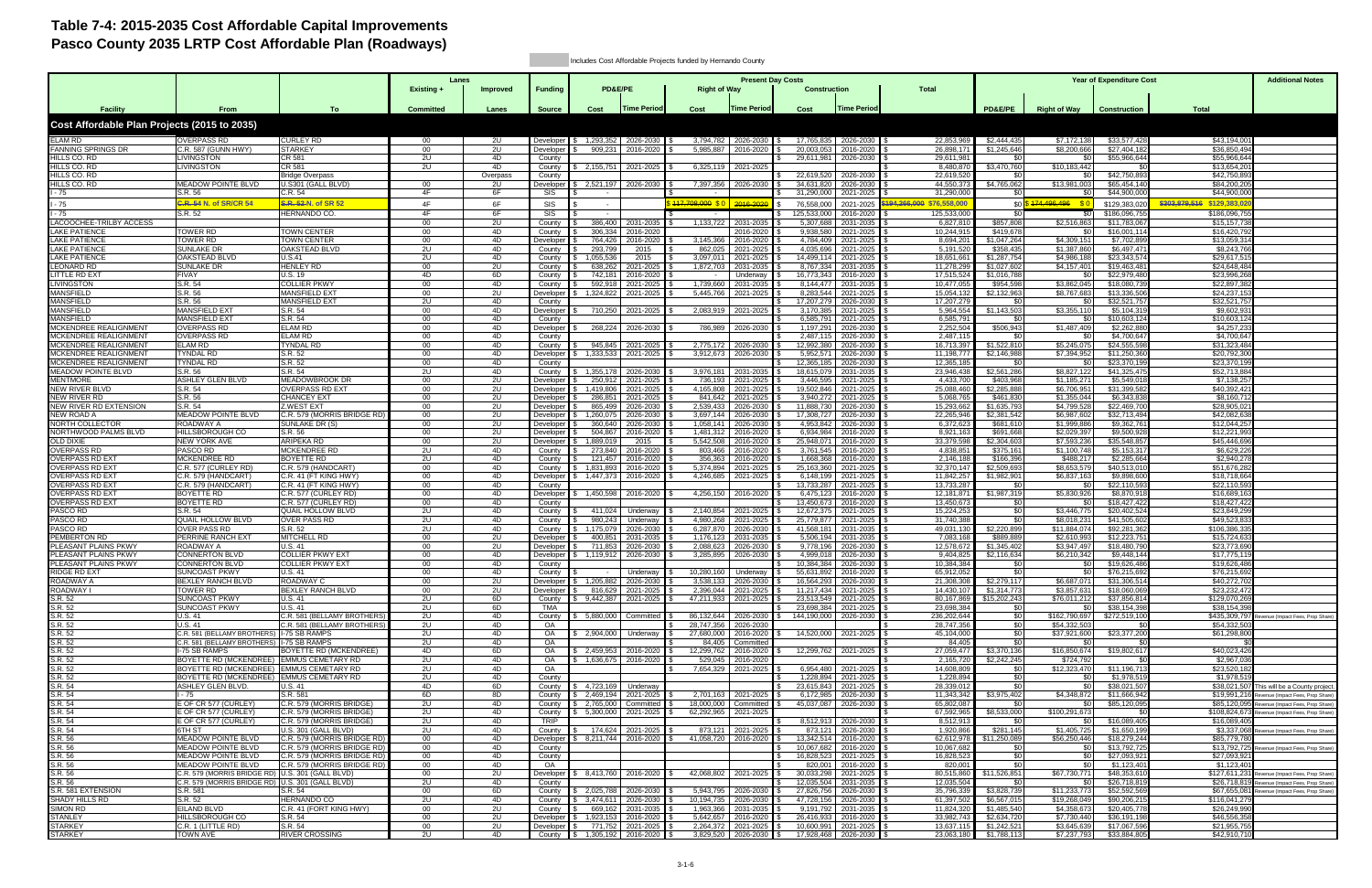# Table 7-4: 2015-2035 Cost Affordable Capital Improvements
## Pasco County 2035 LRTP Cost Affordable Plan (Roadways)

Includes Cost Affordable Projects funded by Hernando County

| Facility | From | To | Lanes: Existing + Committed | Lanes: Improved Lanes | Funding Source | Present Day Costs: PD&E/PE Cost | PD&E/PE Time Period | Right of Way Cost | Right of Way Time Period | Construction Cost | Construction Time Period | Total | Year of Expenditure Cost: PD&E/PE | Right of Way | Construction | Total | Additional Notes |
|---|---|---|---|---|---|---|---|---|---|---|---|---|---|---|---|---|---|
| **Cost Affordable Plan Projects (2015 to 2035)** | | | | | | | | | | | | | | | | | |
| ELAM RD | OVERPASS RD | CURLEY RD | 00 | 2U | Developer | $ 1,293,352 | 2026-2030 | $ 3,794,782 | 2026-2030 | $ 17,765,835 | 2026-2030 | $ 22,853,969 | $2,444,435 | $7,172,138 | $33,577,428 | $43,194,001 | |
| FANNING SPRINGS DR | C.R. 587 (GUNN HWY) | STARKEY | 00 | 2U | Developer | $ 909,231 | 2016-2020 | $ 5,985,887 | 2016-2020 | $ 20,003,053 | 2016-2020 | $ 26,898,171 | $1,245,646 | $8,200,666 | $27,404,182 | $36,850,494 | |
| HILLS CO. RD | LIVINGSTON | CR 581 | 2U | 4D | County | | | | | $ 29,611,981 | 2026-2030 | $ 29,611,981 | $0 | $0 | $55,966,644 | $55,966,644 | |
| HILLS CO. RD | LIVINGSTON | CR 581 | 2U | 4D | County | $ 2,155,751 | 2021-2025 | $ 6,325,119 | 2021-2025 | | | $ 8,480,870 | $3,470,760 | $10,183,442 | $0 | $13,654,201 | |
| HILLS CO. RD | | Bridge Overpass | | Overpass | County | | | | | $ 22,619,520 | 2026-2030 | $ 22,619,520 | $0 | $0 | $42,750,893 | $42,750,893 | |
| HILLS CO. RD | MEADOW POINTE BLVD | U.S301 (GALL BLVD) | 00 | 2U | Developer | $ 2,521,197 | 2026-2030 | $ 7,397,356 | 2026-2030 | $ 34,631,820 | 2026-2030 | $ 44,550,373 | $4,765,062 | $13,981,003 | $65,454,140 | $84,200,205 | |
| I - 75 | S.R. 56 | C.R. 54 | 4F | 6F | SIS | $ - | | | | $ 31,290,000 | 2021-2025 | $ 31,290,000 | $0 | $0 | $44,900,000 | $44,900,000 | |
| I - 75 | ~~C.R. 54~~ N. of SR/CR 54 | ~~S.R. 52~~ N. of SR 52 | 4F | 6F | SIS | $ - | | $ ~~117,708,000~~ $0 | ~~2016-2020~~ | $ 76,558,000 | 2021-2025 | $ ~~194,266,000~~ $76,558,000 | $0 | $ ~~174,496,496~~ $0 | $129,383,020 | ~~$303,879,516~~ $129,383,020 | |
| I - 75 | S.R. 52 | HERNANDO CO. | 4F | 6F | SIS | $ - | | $ - | | $ 125,533,000 | 2016-2020 | $ 125,533,000 | $0 | $0 | $186,096,755 | $186,096,755 | |
| LACOOCHEE-TRILBY ACCESS | | | 00 | 2U | County | $ 386,400 | 2031-2035 | $ 1,133,722 | 2031-2035 | $ 5,307,688 | 2031-2035 | $ 6,827,810 | $857,808 | $2,516,863 | $11,783,067 | $15,157,738 | |
| LAKE PATIENCE | TOWER RD | TOWN CENTER | 00 | 4D | County | $ 306,334 | 2016-2020 | | 2016-2020 | $ 9,938,580 | 2021-2025 | $ 10,244,915 | $419,678 | $0 | $16,001,114 | $16,420,792 | |
| LAKE PATIENCE | TOWER RD | TOWN CENTER | 00 | 4D | Developer | $ 764,426 | 2016-2020 | $ 3,145,366 | 2016-2020 | $ 4,784,409 | 2021-2025 | $ 8,694,201 | $1,047,264 | $4,309,151 | $7,702,899 | $13,059,314 | |
| LAKE PATIENCE | SUNLAKE DR | OAKSTEAD BLVD | 00 | 4D | County | $ 293,799 | 2015 | $ 862,025 | 2021-2025 | $ 4,035,696 | 2021-2025 | $ 5,191,520 | $358,435 | $1,387,860 | $6,497,471 | $8,243,766 | |
| LAKE PATIENCE | OAKSTEAD BLVD | U.S.41 | 2U | 4D | County | $ 1,055,536 | 2015 | $ 3,097,011 | 2021-2025 | $ 14,499,114 | 2021-2025 | $ 18,651,661 | $1,287,754 | $4,986,188 | $23,343,574 | $29,617,515 | |
| LEONARD RD | SUNLAKE DR | HENLEY RD | 00 | 2U | County | $ 638,262 | 2021-2025 | $ 1,872,703 | 2031-2035 | $ 8,767,334 | 2031-2035 | $ 11,278,299 | $1,027,602 | $4,157,401 | $19,463,481 | $24,648,484 | |
| LITTLE RD EXT | FIVAY | U.S. 19 | 4D | 6D | County | $ 742,181 | 2016-2020 | | Underway | $ 16,773,343 | 2016-2020 | $ 17,515,524 | $1,016,788 | $0 | $22,979,480 | $23,996,268 | |
| LIVINGSTON | S.R. 54 | COLLIER PKWY | 00 | 4D | County | $ 592,918 | 2021-2025 | $ 1,739,660 | 2031-2035 | $ 8,144,477 | 2031-2035 | $ 10,477,055 | $954,598 | $3,862,045 | $18,080,739 | $22,897,382 | |
| MANSFIELD | S.R. 56 | MANSFIELD EXT | 00 | 2U | Developer | $ 1,324,822 | 2021-2025 | $ 5,445,766 | 2021-2025 | $ 8,283,544 | 2021-2025 | $ 15,054,132 | $2,132,963 | $8,767,683 | $13,336,506 | $24,237,153 | |
| MANSFIELD | S.R. 56 | MANSFIELD EXT | 2U | 4D | County | | | | | $ 17,207,279 | 2026-2030 | $ 17,207,279 | $0 | $0 | $32,521,757 | $32,521,757 | |
| MANSFIELD | MANSFIELD EXT | S.R. 54 | 00 | 4D | Developer | $ 710,250 | 2021-2025 | $ 2,083,919 | 2021-2025 | $ 3,170,385 | 2021-2025 | $ 5,964,554 | $1,143,503 | $3,355,110 | $5,104,319 | $9,602,931 | |
| MANSFIELD | MANSFIELD EXT | S.R. 54 | 00 | 4D | County | | | | | $ 6,585,791 | 2021-2025 | $ 6,585,791 | $0 | $0 | $10,603,124 | $10,603,124 | |
| MCKENDREE REALIGNMENT | OVERPASS RD | ELAM RD | 00 | 4D | Developer | $ 268,224 | 2026-2030 | $ 786,989 | 2026-2030 | $ 1,197,291 | 2026-2030 | $ 2,252,504 | $506,943 | $1,487,409 | $2,262,880 | $4,257,233 | |
| MCKENDREE REALIGNMENT | OVERPASS RD | ELAM RD | 00 | 4D | County | | | | | $ 2,487,115 | 2026-2030 | $ 2,487,115 | $0 | $0 | $4,700,647 | $4,700,647 | |
| MCKENDREE REALIGNMENT | ELAM RD | TYNDAL RD | 00 | 4D | County | $ 945,845 | 2021-2025 | $ 2,775,172 | 2026-2030 | $ 12,992,380 | 2026-2030 | $ 16,713,397 | $1,522,810 | $5,245,075 | $24,555,598 | $31,323,484 | |
| MCKENDREE REALIGNMENT | TYNDAL RD | S.R. 52 | 00 | 4D | Developer | $ 1,333,533 | 2021-2025 | $ 3,912,673 | 2026-2030 | $ 5,952,571 | 2026-2030 | $ 11,198,777 | $2,146,988 | $7,394,952 | $11,250,360 | $20,792,300 | |
| MCKENDREE REALIGNMENT | TYNDAL RD | S.R. 52 | 00 | 4D | County | | | | | $ 12,365,185 | 2026-2030 | $ 12,365,185 | $0 | $0 | $23,370,199 | $23,370,199 | |
| MEADOW POINTE BLVD | S.R. 56 | S.R. 54 | 2U | 4D | County | $ 1,355,178 | 2026-2030 | $ 3,976,181 | 2031-2035 | $ 18,615,079 | 2031-2035 | $ 23,946,438 | $2,561,286 | $8,827,122 | $41,325,475 | $52,713,884 | |
| MENTMORE | ASHLEY GLEN BLVD | MEADOWBROOK DR | 00 | 2U | Developer | $ 250,912 | 2021-2025 | $ 736,193 | 2021-2025 | $ 3,446,595 | 2021-2025 | $ 4,433,700 | $403,968 | $1,185,271 | $5,549,018 | $7,138,257 | |
| NEW RIVER BLVD | S.R. 54 | OVERPASS RD EXT | 00 | 2U | Developer | $ 1,419,806 | 2021-2025 | $ 4,165,808 | 2021-2025 | $ 19,502,846 | 2021-2025 | $ 25,088,460 | $2,285,888 | $6,706,951 | $31,399,582 | $40,392,421 | |
| NEW RIVER RD | S.R. 56 | CHANCEY EXT | 00 | 2U | Developer | $ 286,851 | 2021-2025 | $ 841,642 | 2021-2025 | $ 3,940,272 | 2021-2025 | $ 5,068,765 | $461,830 | $1,355,044 | $6,343,838 | $8,160,712 | |
| NEW RIVER RD EXTENSION | S.R. 54 | Z.WEST EXT | 00 | 2U | Developer | $ 865,499 | 2026-2030 | $ 2,539,433 | 2026-2030 | $ 11,888,730 | 2026-2030 | $ 15,293,662 | $1,635,793 | $4,799,528 | $22,469,700 | $28,905,021 | |
| NEW ROAD A | MEADOW POINTE BLVD | C.R. 579 (MORRIS BRIDGE RD) | 00 | 2U | Developer | $ 1,260,075 | 2026-2030 | $ 3,697,144 | 2026-2030 | $ 17,308,727 | 2026-2030 | $ 22,265,946 | $2,381,542 | $6,987,602 | $32,713,494 | $42,082,638 | |
| NORTH COLLECTOR | ROADWAY A | SUNLAKE DR (S) | 00 | 2U | Developer | $ 360,640 | 2026-2030 | $ 1,058,141 | 2026-2030 | $ 4,953,842 | 2026-2030 | $ 6,372,623 | $681,610 | $1,999,886 | $9,362,761 | $12,044,257 | |
| NORTHWOOD PALMS BLVD | HILLSBOROUGH CO | S.R. 56 | 00 | 2U | Developer | $ 504,867 | 2016-2020 | $ 1,481,312 | 2016-2020 | $ 6,934,984 | 2016-2020 | $ 8,921,163 | $691,668 | $2,029,397 | $9,500,928 | $12,221,993 | |
| OLD DIXIE | NEW YORK AVE | ARIPEKA RD | 00 | 2U | Developer | $ 1,889,019 | 2015 | $ 5,542,508 | 2016-2020 | $ 25,948,071 | 2016-2020 | $ 33,379,598 | $2,304,603 | $7,593,236 | $35,548,857 | $45,446,696 | |
| OVERPASS RD | PASCO RD | MCKENDREE RD | 2U | 4D | County | $ 273,840 | 2016-2020 | $ 803,466 | 2016-2020 | $ 3,761,545 | 2016-2020 | $ 4,838,851 | $375,161 | $1,100,748 | $5,153,317 | $6,629,226 | |
| OVERPASS RD EXT | MCKENDREE RD | BOYETTE RD | 2U | 4D | County | $ 121,457 | 2016-2020 | $ 356,363 | 2016-2020 | $ 1,668,368 | 2016-2020 | $ 2,146,188 | $166,396 | $488,217 | $2,285,664 | $2,940,278 | |
| OVERPASS RD EXT | C.R. 577 (CURLEY RD) | C.R. 579 (HANDCART) | 00 | 4D | County | $ 1,831,893 | 2016-2020 | $ 5,374,894 | 2021-2025 | $ 25,163,360 | 2021-2025 | $ 32,370,147 | $2,509,693 | $8,653,579 | $40,513,010 | $51,676,282 | |
| OVERPASS RD EXT | C.R. 579 (HANDCART) | C.R. 41 (FT KING HWY) | 00 | 4D | Developer | $ 1,447,373 | 2016-2020 | $ 4,246,685 | 2021-2025 | $ 6,148,199 | 2021-2025 | $ 11,842,257 | $1,982,901 | $6,837,163 | $9,898,600 | $18,718,664 | |
| OVERPASS RD EXT | C.R. 579 (HANDCART) | C.R. 41 (FT KING HWY) | 00 | 4D | County | | | | | $ 13,733,287 | 2021-2025 | $ 13,733,287 | $0 | $0 | $22,110,593 | $22,110,593 | |
| OVERPASS RD EXT | BOYETTE RD | C.R. 577 (CURLEY RD) | 00 | 4D | Developer | $ 1,450,598 | 2016-2020 | $ 4,256,150 | 2016-2020 | $ 6,475,123 | 2016-2020 | $ 12,181,871 | $1,987,319 | $5,830,926 | $8,870,918 | $16,689,163 | |
| OVERPASS RD EXT | BOYETTE RD | C.R. 577 (CURLEY RD) | 00 | 4D | County | | | | | $ 13,450,673 | 2016-2020 | $ 13,450,673 | $0 | $0 | $18,427,422 | $18,427,422 | |
| PASCO RD | S.R. 54 | QUAIL HOLLOW BLVD | 2U | 4D | County | $ 411,024 | Underway | $ 2,140,854 | 2021-2025 | $ 12,672,375 | 2021-2025 | $ 15,224,253 | $0 | $3,446,775 | $20,402,524 | $23,849,299 | |
| PASCO RD | QUAIL HOLLOW BLVD | OVER PASS RD | 2U | 4D | County | $ 980,243 | Underway | $ 4,980,268 | 2021-2025 | $ 25,779,877 | 2021-2025 | $ 31,740,388 | $0 | $8,018,231 | $41,505,602 | $49,523,833 | |
| PASCO RD | OVER PASS RD | S.R. 52 | 2U | 4D | County | $ 1,175,079 | 2026-2030 | $ 6,287,870 | 2026-2030 | $ 41,568,181 | 2031-2035 | $ 49,031,130 | $2,220,899 | $11,884,074 | $92,281,362 | $106,386,335 | |
| PEMBERTON RD | PERRINE RANCH EXT | MITCHELL RD | 00 | 2U | Developer | $ 400,851 | 2031-2035 | $ 1,176,123 | 2031-2035 | $ 5,506,194 | 2031-2035 | $ 7,083,168 | $889,889 | $2,610,993 | $12,223,751 | $15,724,633 | |
| PLEASANT PLAINS PKWY | ROADWAY A | U.S. 41 | 00 | 2U | Developer | $ 711,853 | 2026-2030 | $ 2,088,623 | 2026-2030 | $ 9,778,196 | 2026-2030 | $ 12,578,672 | $1,345,402 | $3,947,497 | $18,480,790 | $23,773,690 | |
| PLEASANT PLAINS PKWY | CONNERTON BLVD | COLLIER PKWY EXT | 00 | 4D | Developer | $ 1,119,912 | 2026-2030 | $ 3,285,895 | 2026-2030 | $ 4,999,018 | 2026-2030 | $ 9,404,825 | $2,116,634 | $6,210,342 | $9,448,144 | $17,775,119 | |
| PLEASANT PLAINS PKWY | CONNERTON BLVD | COLLIER PKWY EXT | 00 | 4D | County | | | | | $ 10,384,384 | 2026-2030 | $ 10,384,384 | $0 | $0 | $19,626,486 | $19,626,486 | |
| RIDGE RD EXT | SUNCOAST PKWY | U.S. 41 | 00 | 4D | County | $ - | Underway | $ 10,280,160 | Underway | $ 55,631,892 | 2016-2020 | $ 65,912,052 | $0 | $0 | $76,215,692 | $76,215,692 | |
| ROADWAY A | BEXLEY RANCH BLVD | ROADWAY C | 00 | 2U | Developer | $ 1,205,882 | 2026-2030 | $ 3,538,133 | 2026-2030 | $ 16,564,293 | 2026-2030 | $ 21,308,308 | $2,279,117 | $6,687,071 | $31,306,514 | $40,272,702 | |
| ROADWAY I | TOWER RD | BEXLEY RANCH BLVD | 00 | 2U | Developer | $ 816,629 | 2021-2025 | $ 2,396,044 | 2021-2025 | $ 11,217,434 | 2021-2025 | $ 14,430,107 | $1,314,773 | $3,857,631 | $18,060,069 | $23,232,472 | |
| S.R. 52 | SUNCOAST PKWY | U.S. 41 | 2U | 6D | County | $ 9,442,387 | 2021-2025 | $ 47,211,933 | 2021-2025 | $ 23,513,549 | 2021-2025 | $ 80,167,869 | $15,202,243 | $76,011,212 | $37,856,814 | $129,070,269 | |
| S.R. 52 | SUNCOAST PKWY | U.S. 41 | 2U | 6D | TMA | | | | | $ 23,698,384 | 2021-2025 | $ 23,698,384 | $0 | $0 | $38,154,398 | $38,154,398 | |
| S.R. 52 | U.S. 41 | C.R. 581 (BELLAMY BROTHERS) | 2U | 6D | County | $ 5,880,000 | Committed | $ 86,132,644 | 2026-2030 | $ 144,190,000 | 2026-2030 | $ 236,202,644 | $0 | $162,790,697 | $272,519,100 | $435,309,797 | Revenue (Impact Fees, Prop Share) |
| S.R. 52 | U.S. 41 | C.R. 581 (BELLAMY BROTHERS) | 2U | 4D | OA | | | $ 28,747,356 | 2026-2030 | | | $ 28,747,356 | $0 | $54,332,503 | $0 | $54,332,503 | |
| S.R. 52 | C.R. 581 (BELLAMY BROTHERS) | I-75 SB RAMPS | 2U | 4D | OA | $ 2,904,000 | Underway | $ 27,680,000 | 2016-2020 | $ 14,520,000 | 2021-2025 | $ 45,104,000 | $0 | $37,921,600 | $23,377,200 | $61,298,800 | |
| S.R. 52 | C.R. 581 (BELLAMY BROTHERS) | I-75 SB RAMPS | 2U | 4D | OA | | | $ 84,405 | Committed | | | $ 84,405 | $0 | $0 | $0 | $0 | |
| S.R. 52 | I-75 SB RAMPS | BOYETTE RD (MCKENDREE) | 4D | 6D | OA | $ 2,459,953 | 2016-2020 | $ 12,299,762 | 2016-2020 | $ 12,299,762 | 2021-2025 | $ 27,059,477 | $3,370,136 | $16,850,674 | $19,802,617 | $40,023,426 | |
| S.R. 52 | BOYETTE RD (MCKENDREE) | EMMUS CEMETARY RD | 2U | 4D | OA | $ 1,636,675 | 2016-2020 | $ 529,045 | 2016-2020 | | | $ 2,165,720 | $2,242,245 | $724,792 | $0 | $2,967,036 | |
| S.R. 52 | BOYETTE RD (MCKENDREE) | EMMUS CEMETARY RD | 2U | 4D | OA | | | $ 7,654,329 | 2021-2025 | $ 6,954,480 | 2021-2025 | $ 14,608,809 | $0 | $12,323,470 | $11,196,713 | $23,520,182 | |
| S.R. 52 | BOYETTE RD (MCKENDREE) | EMMUS CEMETARY RD | 2U | 4D | County | | | | | $ 1,228,894 | 2021-2025 | $ 1,228,894 | $0 | $0 | $1,978,519 | $1,978,519 | |
| S.R. 54 | ASHLEY GLEN BLVD. | U.S. 41 | 4D | 6D | County | $ 4,723,169 | Underway | | | $ 23,615,843 | 2021-2025 | $ 28,339,012 | $0 | $0 | $38,021,507 | $38,021,507 | This will be a County project. |
| S.R. 54 | I - 75 | S.R. 581 | 6D | 8D | County | $ 2,469,194 | 2021-2025 | $ 2,701,163 | 2021-2025 | $ 6,172,985 | 2026-2030 | $ 11,343,342 | $3,975,402 | $4,348,872 | $11,666,942 | $19,991,216 | Revenue (Impact Fees, Prop Share) |
| S.R. 54 | E OF CR 577 (CURLEY) | C.R. 579 (MORRIS BRIDGE) | 2U | 4D | County | $ 2,765,000 | Committed | $ 18,000,000 | Committed | $ 45,037,087 | 2026-2030 | $ 65,802,087 | $0 | $0 | $85,120,095 | $85,120,095 | Revenue (Impact Fees, Prop Share) |
| S.R. 54 | E OF CR 577 (CURLEY) | C.R. 579 (MORRIS BRIDGE) | 2U | 4D | County | $ 5,300,000 | 2021-2025 | $ 62,292,965 | 2021-2025 | | | $ 67,592,965 | $8,533,000 | $100,291,673 | $0 | $108,824,673 | Revenue (Impact Fees, Prop Share) |
| S.R. 54 | E OF CR 577 (CURLEY) | C.R. 579 (MORRIS BRIDGE) | 2U | 4D | TRIP | | | | | $ 8,512,913 | 2026-2030 | $ 8,512,913 | $0 | $0 | $16,089,405 | $16,089,405 | |
| S.R. 54 | 6TH ST | U.S. 301 (GALL BLVD) | 2U | 4D | County | $ 174,624 | 2021-2025 | $ 873,121 | 2021-2025 | $ 873,121 | 2026-2030 | $ 1,920,866 | $281,145 | $1,405,725 | $1,650,199 | $3,337,068 | Revenue (Impact Fees, Prop Share) |
| S.R. 56 | MEADOW POINTE BLVD | C.R. 579 (MORRIS BRIDGE RD) | 00 | 4D | Developer | $ 8,211,744 | 2016-2020 | $ 41,058,720 | 2016-2020 | $ 13,342,514 | 2016-2020 | $ 62,612,978 | $11,250,089 | $56,250,446 | $18,279,244 | $85,779,780 | |
| S.R. 56 | MEADOW POINTE BLVD | C.R. 579 (MORRIS BRIDGE RD) | 00 | 4D | County | | | | | $ 10,067,682 | 2016-2020 | $ 10,067,682 | $0 | $0 | $13,792,725 | $13,792,725 | Revenue (Impact Fees, Prop Share) |
| S.R. 56 | MEADOW POINTE BLVD | C.R. 579 (MORRIS BRIDGE RD) | 00 | 4D | County | | | | | $ 16,828,523 | 2021-2025 | $ 16,828,523 | $0 | $0 | $27,093,921 | $27,093,921 | |
| S.R. 56 | MEADOW POINTE BLVD | C.R. 579 (MORRIS BRIDGE RD) | 00 | 4D | OA | | | | | $ 820,001 | 2016-2020 | $ 820,001 | $0 | $0 | $1,123,401 | $1,123,401 | |
| S.R. 56 | C.R. 579 (MORRIS BRIDGE RD) | U.S. 301 (GALL BLVD) | 00 | 2U | Developer | $ 8,413,760 | 2016-2020 | $ 42,068,802 | 2021-2025 | $ 30,033,298 | 2021-2025 | $ 80,515,860 | $11,526,851 | $67,730,771 | $48,353,610 | $127,611,231 | Revenue (Impact Fees, Prop Share) |
| S.R. 56 | C.R. 579 (MORRIS BRIDGE RD) | U.S. 301 (GALL BLVD) | 2U | 4D | County | | | | | $ 12,035,504 | 2031-2035 | $ 12,035,504 | $0 | $0 | $26,718,819 | $26,718,819 | Revenue (Impact Fees, Prop Share) |
| S.R. 581 EXTENSION | S.R. 581 | S.R. 54 | 00 | 6D | County | $ 2,025,788 | 2026-2030 | $ 5,943,795 | 2026-2030 | $ 27,826,756 | 2026-2030 | $ 35,796,339 | $3,828,739 | $11,233,773 | $52,592,569 | $67,655,081 | Revenue (Impact Fees, Prop Share) |
| SHADY HILLS RD | S.R. 52 | HERNANDO CO | 2U | 4D | County | $ 3,474,611 | 2026-2030 | $ 10,194,735 | 2026-2030 | $ 47,728,156 | 2026-2030 | $ 61,397,502 | $6,567,015 | $19,268,049 | $90,206,215 | $116,041,279 | |
| SIMON RD | EILAND BLVD | C.R. 41 (FORT KING HWY) | 00 | 2U | County | $ 669,162 | 2031-2035 | $ 1,963,366 | 2031-2035 | $ 9,191,792 | 2031-2035 | $ 11,824,320 | $1,485,540 | $4,358,673 | $20,405,778 | $26,249,990 | |
| STANLEY | HILLSBOROUGH CO | S.R. 54 | 00 | 2U | Developer | $ 1,923,153 | 2016-2020 | $ 5,642,657 | 2016-2020 | $ 26,416,933 | 2016-2020 | $ 33,982,743 | $2,634,720 | $7,730,440 | $36,191,198 | $46,556,358 | |
| STARKEY | C.R. 1 (LITTLE RD) | S.R. 54 | 00 | 2U | Developer | $ 771,752 | 2021-2025 | $ 2,264,372 | 2021-2025 | $ 10,600,991 | 2021-2025 | $ 13,637,115 | $1,242,521 | $3,645,639 | $17,067,596 | $21,955,755 | |
| STARKEY | TOWN AVE | RIVER CROSSING | 2U | 4D | County | $ 1,305,192 | 2016-2020 | $ 3,829,520 | 2026-2030 | $ 17,928,468 | 2026-2030 | $ 23,063,180 | $1,788,113 | $7,237,793 | $33,884,805 | $42,910,710 | |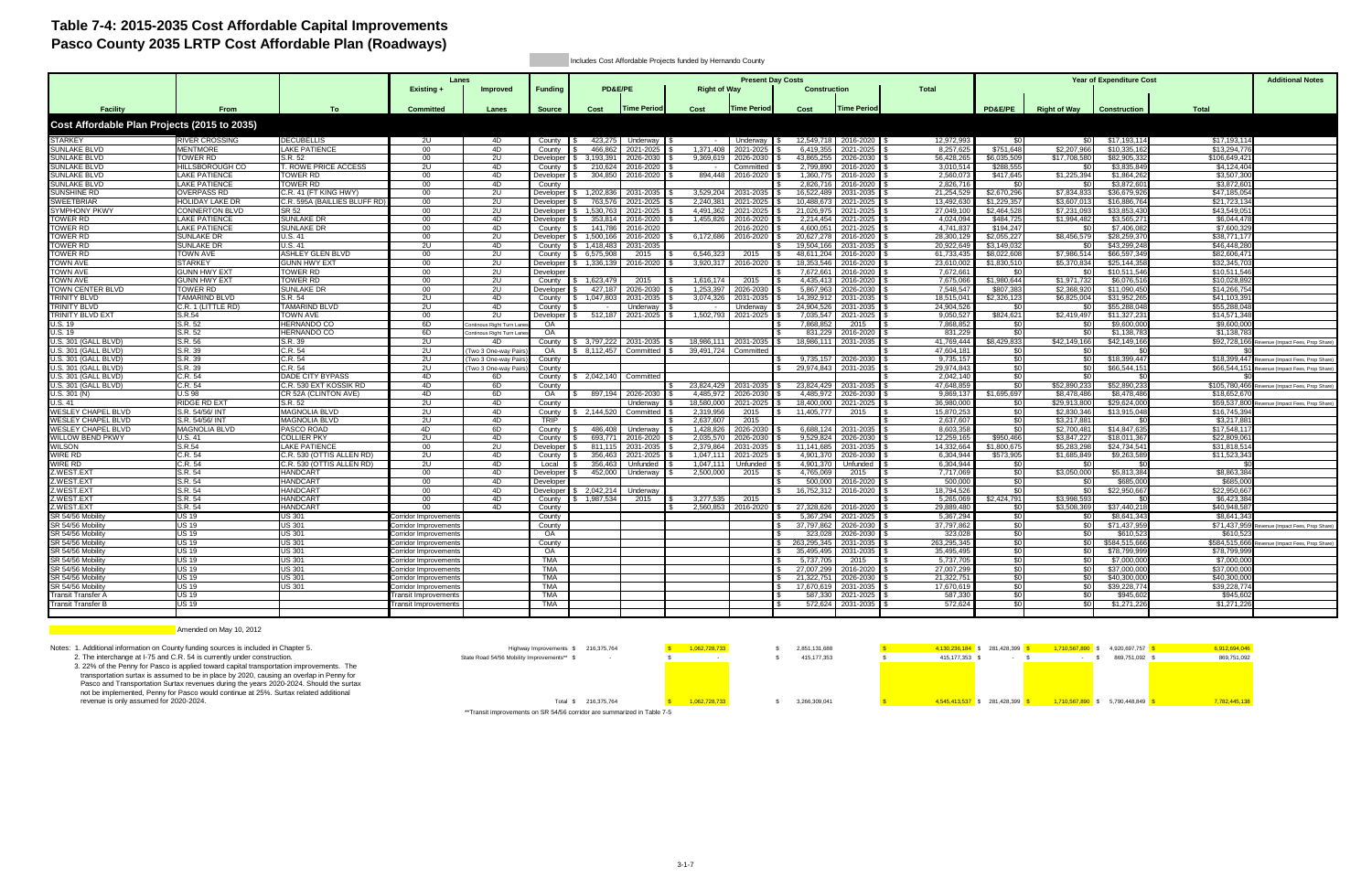# Table 7-4: 2015-2035 Cost Affordable Capital Improvements

## Pasco County 2035 LRTP Cost Affordable Plan (Roadways)

Includes Cost Affordable Projects funded by Hernando County

| | | | Lanes | | | Present Day Costs | | | | | | | Year of Expenditure Cost | | | | Additional Notes |
|---|---|---|---|---|---|---|---|---|---|---|---|---|---|---|---|---|---|
| | | | Existing + | Improved | Funding | PD&E/PE | | Right of Way | | Construction | | Total | | | | | |
| Facility | From | To | Committed | Lanes | Source | Cost | Time Period | Cost | Time Period | Cost | Time Period | | PD&E/PE | Right of Way | Construction | Total | |
| **Cost Affordable Plan Projects (2015 to 2035)** | | | | | | | | | | | | | | | | | |
| STARKEY | RIVER CROSSING | DECUBELLIS | 2U | 4D | County | $ 423,275 | Underway | $ - | Underway | $ 12,549,718 | 2016-2020 | $ 12,972,993 | $0 | $0 | $17,193,114 | $17,193,114 | |
| SUNLAKE BLVD | MENTMORE | LAKE PATIENCE | 00 | 4D | County | $ 466,862 | 2021-2025 | $ 1,371,408 | 2021-2025 | $ 6,419,355 | 2021-2025 | $ 8,257,625 | $751,648 | $2,207,966 | $10,335,162 | $13,294,776 | |
| SUNLAKE BLVD | TOWER RD | S.R. 52 | 00 | 2U | Developer | $ 3,193,391 | 2026-2030 | $ 9,369,619 | 2026-2030 | $ 43,865,255 | 2026-2030 | $ 56,428,265 | $6,035,509 | $17,708,580 | $82,905,332 | $106,649,421 | |
| SUNLAKE BLVD | HILLSBOROUGH CO | T. ROWE PRICE ACCESS | 2U | 4D | County | $ 210,624 | 2016-2020 | $ - | Committed | $ 2,799,890 | 2016-2020 | $ 3,010,514 | $288,555 | $0 | $3,835,849 | $4,124,404 | |
| SUNLAKE BLVD | LAKE PATIENCE | TOWER RD | 00 | 4D | Developer | $ 304,850 | 2016-2020 | $ 894,448 | 2016-2020 | $ 1,360,775 | 2016-2020 | $ 2,560,073 | $417,645 | $1,225,394 | $1,864,262 | $3,507,300 | |
| SUNLAKE BLVD | LAKE PATIENCE | TOWER RD | 00 | 4D | County | | | | | $ 2,826,716 | 2016-2020 | $ 2,826,716 | $0 | $0 | $3,872,601 | $3,872,601 | |
| SUNSHINE RD | OVERPASS RD | C.R. 41 (FT KING HWY) | 00 | 2U | Developer | $ 1,202,836 | 2031-2035 | $ 3,529,204 | 2031-2035 | $ 16,522,489 | 2031-2035 | $ 21,254,529 | $2,670,296 | $7,834,833 | $36,679,926 | $47,185,054 | |
| SWEETBRIAR | HOLIDAY LAKE DR | C.R. 595A (BAILLIES BLUFF RD) | 00 | 2U | Developer | $ 763,576 | 2021-2025 | $ 2,240,381 | 2021-2025 | $ 10,488,673 | 2021-2025 | $ 13,492,630 | $1,229,357 | $3,607,013 | $16,886,764 | $21,723,134 | |
| SYMPHONY PKWY | CONNERTON BLVD | SR 52 | 00 | 2U | Developer | $ 1,530,763 | 2021-2025 | $ 4,491,362 | 2021-2025 | $ 21,026,975 | 2021-2025 | $ 27,049,100 | $2,464,528 | $7,231,093 | $33,853,430 | $43,549,051 | |
| TOWER RD | LAKE PATIENCE | SUNLAKE DR | 00 | 4D | Developer | $ 353,814 | 2016-2020 | $ 1,455,826 | 2016-2020 | $ 2,214,454 | 2021-2025 | $ 4,024,094 | $484,725 | $1,994,482 | $3,565,271 | $6,044,478 | |
| TOWER RD | LAKE PATIENCE | SUNLAKE DR | 00 | 4D | County | $ 141,786 | 2016-2020 | | 2016-2020 | $ 4,600,051 | 2021-2025 | $ 4,741,837 | $194,247 | $0 | $7,406,082 | $7,600,329 | |
| TOWER RD | SUNLAKE DR | U.S. 41 | 00 | 2U | Developer | $ 1,500,166 | 2016-2020 | $ 6,172,686 | 2016-2020 | $ 20,627,278 | 2016-2020 | $ 28,300,129 | $2,055,227 | $8,456,579 | $28,259,370 | $38,771,177 | |
| TOWER RD | SUNLAKE DR | U.S. 41 | 2U | 4D | County | $ 1,418,483 | 2031-2035 | | | $ 19,504,166 | 2031-2035 | $ 20,922,649 | $3,149,032 | $0 | $43,299,248 | $46,448,280 | |
| TOWN AVE | TOWN AVE | ASHLEY GLEN BLVD | 00 | 2U | County | $ 6,575,908 | 2015 | $ 6,546,323 | 2015 | $ 48,611,204 | 2016-2020 | $ 61,733,435 | $8,022,608 | $7,986,514 | $66,597,349 | $82,606,471 | |
| TOWN AVE | STARKEY | GUNN HWY EXT | 00 | 2U | Developer | $ 1,336,139 | 2016-2020 | $ 3,920,317 | 2016-2020 | $ 18,353,546 | 2016-2020 | $ 23,610,002 | $1,830,510 | $5,370,834 | $25,144,358 | $32,345,703 | |
| TOWN AVE | GUNN HWY EXT | TOWER RD | 00 | 2U | Developer | | | | | $ 7,672,661 | 2016-2020 | $ 7,672,661 | $0 | $0 | $10,511,546 | $10,511,546 | |
| TOWN AVE | GUNN HWY EXT | TOWER RD | 00 | 2U | County | $ 1,623,479 | 2015 | $ 1,616,174 | 2015 | $ 4,435,413 | 2016-2020 | $ 7,675,066 | $1,980,644 | $1,971,732 | $6,076,516 | $10,028,892 | |
| TOWN CENTER BLVD | TOWER RD | SUNLAKE DR | 00 | 2U | Developer | $ 427,187 | 2026-2030 | $ 1,253,397 | 2026-2030 | $ 5,867,963 | 2026-2030 | $ 7,548,547 | $807,383 | $2,368,920 | $11,090,450 | $14,266,754 | |
| TRINITY BLVD | TAMARIND BLVD | S.R. 54 | 2U | 4D | County | $ 1,047,803 | 2031-2035 | $ 3,074,326 | 2031-2035 | $ 14,392,912 | 2031-2035 | $ 18,515,041 | $2,326,123 | $6,825,004 | $31,952,265 | $41,103,391 | |
| TRINITY BLVD | C.R. 1 (LITTLE RD) | TAMARIND BLVD | 2U | 4D | County | $ - | Underway | $ - | Underway | $ 24,904,526 | 2031-2035 | $ 24,904,526 | $0 | $0 | $55,288,048 | $55,288,048 | |
| TRINITY BLVD EXT | S.R.54 | TOWN AVE | 00 | 2U | Developer | $ 512,187 | 2021-2025 | $ 1,502,793 | 2021-2025 | $ 7,035,547 | 2021-2025 | $ 9,050,527 | $824,621 | $2,419,497 | $11,327,231 | $14,571,349 | |
| U.S. 19 | S.R. 52 | HERNANDO CO | 6D | Continous Right Turn Lanes | OA | | | | | $ 7,868,852 | 2015 | $ 7,868,852 | $0 | $0 | $9,600,000 | $9,600,000 | |
| U.S. 19 | S.R. 52 | HERNANDO CO | 6D | Continous Right Turn Lanes | OA | | | | | $ 831,229 | 2016-2020 | $ 831,229 | $0 | $0 | $1,138,783 | $1,138,783 | |
| U.S. 301 (GALL BLVD) | S.R. 56 | S.R. 39 | 2U | 4D | County | $ 3,797,222 | 2031-2035 | $ 18,986,111 | 2031-2035 | $ 18,986,111 | 2031-2035 | $ 41,769,444 | $8,429,833 | $42,149,166 | $42,149,166 | $92,728,166 | Revenue (Impact Fees, Prop Share) |
| U.S. 301 (GALL BLVD) | S.R. 39 | C.R. 54 | 2U | (Two 3 One-way Pairs) | OA | $ 8,112,457 | Committed | $ 39,491,724 | Committed | | | $ 47,604,181 | $0 | $0 | $0 | $0 | |
| U.S. 301 (GALL BLVD) | S.R. 39 | C.R. 54 | 2U | (Two 3 One-way Pairs) | County | | | | | $ 9,735,157 | 2026-2030 | $ 9,735,157 | $0 | $0 | $18,399,447 | $18,399,447 | Revenue (Impact Fees, Prop Share) |
| U.S. 301 (GALL BLVD) | S.R. 39 | C.R. 54 | 2U | (Two 3 One-way Pairs) | County | | | | | $ 29,974,843 | 2031-2035 | $ 29,974,843 | $0 | $0 | $66,544,151 | $66,544,151 | Revenue (Impact Fees, Prop Share) |
| U.S. 301 (GALL BLVD) | C.R. 54 | DADE CITY BYPASS | 4D | 6D | County | $ 2,042,140 | Committed | | | | | $ 2,042,140 | $0 | $0 | $0 | $0 | |
| U.S. 301 (GALL BLVD) | C.R. 54 | C.R. 530 EXT KOSSIK RD | 4D | 6D | County | | | $ 23,824,429 | 2031-2035 | $ 23,824,429 | 2031-2035 | $ 47,648,859 | $0 | $52,890,233 | $52,890,233 | $105,780,466 | Revenue (Impact Fees, Prop Share) |
| U.S. 301 (N) | U.S 98 | CR 52A (CLINTON AVE) | 4D | 6D | OA | $ 897,194 | 2026-2030 | $ 4,485,972 | 2026-2030 | $ 4,485,972 | 2026-2030 | $ 9,869,137 | $1,695,697 | $8,478,486 | $8,478,486 | $18,652,670 | |
| U.S. 41 | RIDGE RD EXT | S.R. 52 | 2U | 4D | County | | Underway | $ 18,580,000 | 2021-2025 | $ 18,400,000 | 2021-2025 | $ 36,980,000 | $0 | $29,913,800 | $29,624,000 | $59,537,800 | Revenue (Impact Fees, Prop Share) |
| WESLEY CHAPEL BLVD | S.R. 54/56/ INT | MAGNOLIA BLVD | 2U | 4D | County | $ 2,144,520 | Committed | $ 2,319,956 | 2015 | $ 11,405,777 | 2015 | $ 15,870,253 | $0 | $2,830,346 | $13,915,048 | $16,745,394 | |
| WESLEY CHAPEL BLVD | S.R. 54/56/ INT | MAGNOLIA BLVD | 2U | 4D | TRIP | | | $ 2,637,607 | 2015 | | | $ 2,637,607 | $0 | $3,217,881 | $0 | $3,217,881 | |
| WESLEY CHAPEL BLVD | MAGNOLIA BLVD | PASCO ROAD | 4D | 6D | County | $ 486,408 | Underway | $ 1,428,826 | 2026-2030 | $ 6,688,124 | 2031-2035 | $ 8,603,358 | $0 | $2,700,481 | $14,847,635 | $17,548,117 | |
| WILLOW BEND PKWY | U.S. 41 | COLLIER PKY | 2U | 4D | County | $ 693,771 | 2016-2020 | $ 2,035,570 | 2026-2030 | $ 9,529,824 | 2026-2030 | $ 12,259,165 | $950,466 | $3,847,227 | $18,011,367 | $22,809,061 | |
| WILSON | S.R.54 | LAKE PATIENCE | 00 | 2U | Developer | $ 811,115 | 2031-2035 | $ 2,379,864 | 2031-2035 | $ 11,141,685 | 2031-2035 | $ 14,332,664 | $1,800,675 | $5,283,298 | $24,734,541 | $31,818,514 | |
| WIRE RD | C.R. 54 | C.R. 530 (OTTIS ALLEN RD) | 2U | 4D | County | $ 356,463 | 2021-2025 | $ 1,047,111 | 2021-2025 | $ 4,901,370 | 2026-2030 | $ 6,304,944 | $573,905 | $1,685,849 | $9,263,589 | $11,523,343 | |
| WIRE RD | C.R. 54 | C.R. 530 (OTTIS ALLEN RD) | 2U | 4D | Local | $ 356,463 | Unfunded | $ 1,047,111 | Unfunded | $ 4,901,370 | Unfunded | $ 6,304,944 | $0 | $0 | $0 | $0 | |
| Z.WEST.EXT | S.R. 54 | HANDCART | 00 | 4D | Developer | $ 452,000 | Underway | $ 2,500,000 | 2015 | $ 4,765,069 | 2015 | $ 7,717,069 | $0 | $3,050,000 | $5,813,384 | $8,863,384 | |
| Z.WEST.EXT | S.R. 54 | HANDCART | 00 | 4D | Developer | | | | | $ 500,000 | 2016-2020 | $ 500,000 | $0 | $0 | $685,000 | $685,000 | |
| Z.WEST.EXT | S.R. 54 | HANDCART | 00 | 4D | Developer | $ 2,042,214 | Underway | | | $ 16,752,312 | 2016-2020 | $ 18,794,526 | $0 | $0 | $22,950,667 | $22,950,667 | |
| Z.WEST.EXT | S.R. 54 | HANDCART | 00 | 4D | County | $ 1,987,534 | 2015 | $ 3,277,535 | 2015 | | | $ 5,265,069 | $2,424,791 | $3,998,593 | $0 | $6,423,384 | |
| Z.WEST.EXT | S.R. 54 | HANDCART | 00 | 4D | County | | | $ 2,560,853 | 2016-2020 | $ 27,328,626 | 2016-2020 | $ 29,889,480 | $0 | $3,508,369 | $37,440,218 | $40,948,587 | |
| SR 54/56 Mobility | US 19 | US 301 | Corridor Improvements | | County | | | | | $ 5,367,294 | 2021-2025 | $ 5,367,294 | $0 | $0 | $8,641,343 | $8,641,343 | |
| SR 54/56 Mobility | US 19 | US 301 | Corridor Improvements | | County | | | | | $ 37,797,862 | 2026-2030 | $ 37,797,862 | $0 | $0 | $71,437,959 | $71,437,959 | Revenue (Impact Fees, Prop Share) |
| SR 54/56 Mobility | US 19 | US 301 | Corridor Improvements | | OA | | | | | $ 323,028 | 2026-2030 | $ 323,028 | $0 | $0 | $610,523 | $610,523 | |
| SR 54/56 Mobility | US 19 | US 301 | Corridor Improvements | | County | | | | | $ 263,295,345 | 2031-2035 | $ 263,295,345 | $0 | $0 | $584,515,666 | $584,515,666 | Revenue (Impact Fees, Prop Share) |
| SR 54/56 Mobility | US 19 | US 301 | Corridor Improvements | | OA | | | | | $ 35,495,495 | 2031-2035 | $ 35,495,495 | $0 | $0 | $78,799,999 | $78,799,999 | |
| SR 54/56 Mobility | US 19 | US 301 | Corridor Improvements | | TMA | | | | | $ 5,737,705 | 2015 | $ 5,737,705 | $0 | $0 | $7,000,000 | $7,000,000 | |
| SR 54/56 Mobility | US 19 | US 301 | Corridor Improvements | | TMA | | | | | $ 27,007,299 | 2016-2020 | $ 27,007,299 | $0 | $0 | $37,000,000 | $37,000,000 | |
| SR 54/56 Mobility | US 19 | US 301 | Corridor Improvements | | TMA | | | | | $ 21,322,751 | 2026-2030 | $ 21,322,751 | $0 | $0 | $40,300,000 | $40,300,000 | |
| SR 54/56 Mobility | US 19 | US 301 | Corridor Improvements | | TMA | | | | | $ 17,670,619 | 2031-2035 | $ 17,670,619 | $0 | $0 | $39,228,774 | $39,228,774 | |
| Transit Transfer A | US 19 | | Transit Improvements | | TMA | | | | | $ 587,330 | 2021-2025 | $ 587,330 | $0 | $0 | $945,602 | $945,602 | |
| Transit Transfer B | US 19 | | Transit Improvements | | TMA | | | | | $ 572,624 | 2031-2035 | $ 572,624 | $0 | $0 | $1,271,226 | $1,271,226 | |

Amended on May 10, 2012

| | PD&E/PE | Right of Way | Construction | Total | PD&E/PE | Right of Way | Construction | Total |
|---|---|---|---|---|---|---|---|---|
| Highway Improvements | $ 216,375,764 | $ 1,062,728,733 | $ 2,851,131,688 | $ 4,130,236,184 | $ 281,428,399 | $ 1,710,567,890 | $ 4,920,697,757 | $ 6,912,694,046 |
| State Road 54/56 Mobility Improvements** | $ - | $ - | $ 415,177,353 | $ 415,177,353 | $ - | $ - | $ 869,751,092 | $ 869,751,092 |
| Total | $ 216,375,764 | $ 1,062,728,733 | $ 3,266,309,041 | $ 4,545,413,537 | $ 281,428,399 | $ 1,710,567,890 | $ 5,790,448,849 | $ 7,782,445,138 |

**Transit improvements on SR 54/56 corridor are summarized in Table 7-5

Notes:
1. Additional information on County funding sources is included in Chapter 5.
2. The interchange at I-75 and C.R. 54 is currently under construction.
3. 22% of the Penny for Pasco is applied toward capital transportation improvements. The transportation surtax is assumed to be in place by 2020, causing an overlap in Penny for Pasco and Transportation Surtax revenues during the years 2020-2024. Should the surtax not be implemented, Penny for Pasco would continue at 25%. Surtax related additional revenue is only assumed for 2020-2024.